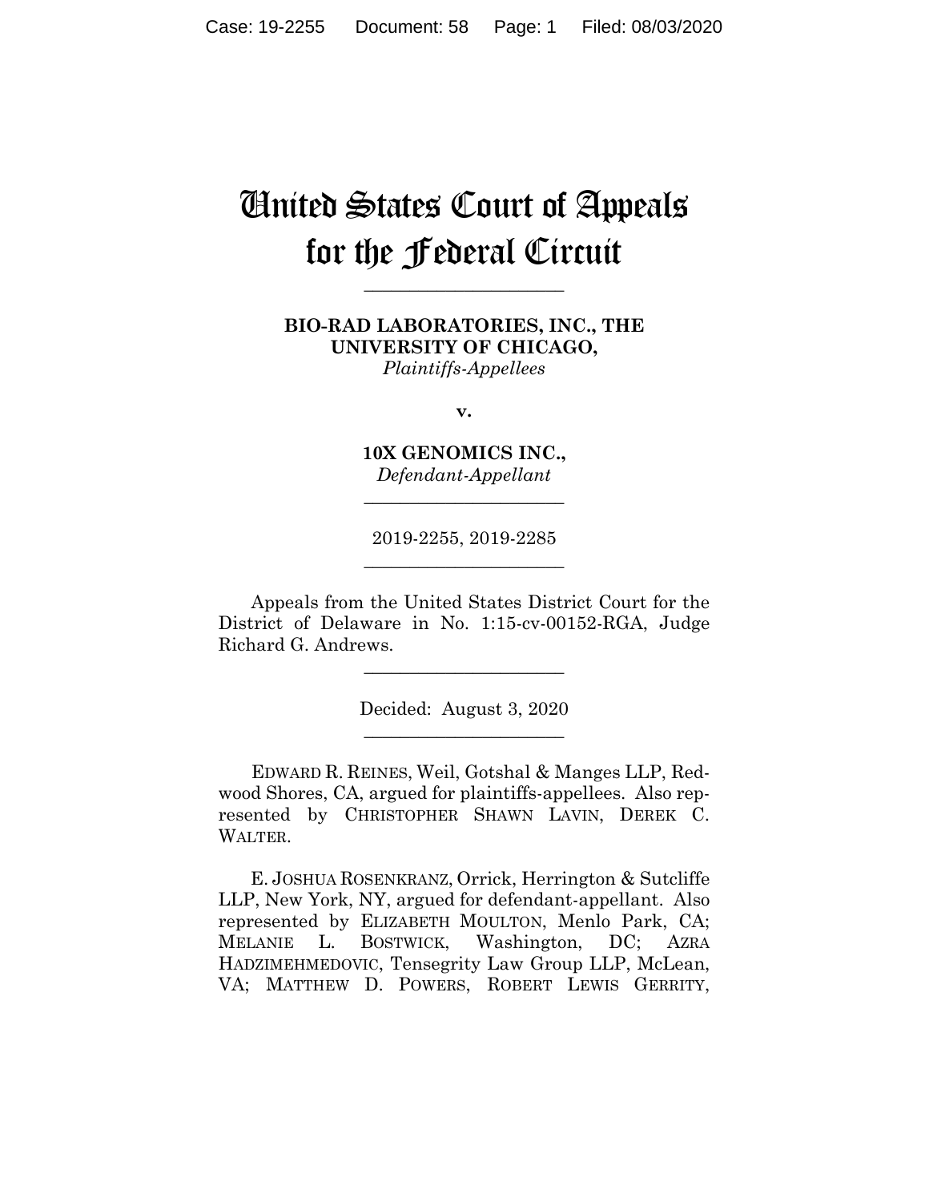# United States Court of Appeals for the Federal Circuit

______________________

**BIO-RAD LABORATORIES, INC., THE UNIVERSITY OF CHICAGO,**
*Plaintiffs-Appellees*

**v.**

**10X GENOMICS INC.,**
*Defendant-Appellant*

______________________

2019-2255, 2019-2285

______________________

Appeals from the United States District Court for the District of Delaware in No. 1:15-cv-00152-RGA, Judge Richard G. Andrews.

______________________

Decided: August 3, 2020

______________________

EDWARD R. REINES, Weil, Gotshal & Manges LLP, Redwood Shores, CA, argued for plaintiffs-appellees. Also represented by CHRISTOPHER SHAWN LAVIN, DEREK C. WALTER.

E. JOSHUA ROSENKRANZ, Orrick, Herrington & Sutcliffe LLP, New York, NY, argued for defendant-appellant. Also represented by ELIZABETH MOULTON, Menlo Park, CA; MELANIE L. BOSTWICK, Washington, DC; AZRA HADZIMEHMEDOVIC, Tensegrity Law Group LLP, McLean, VA; MATTHEW D. POWERS, ROBERT LEWIS GERRITY,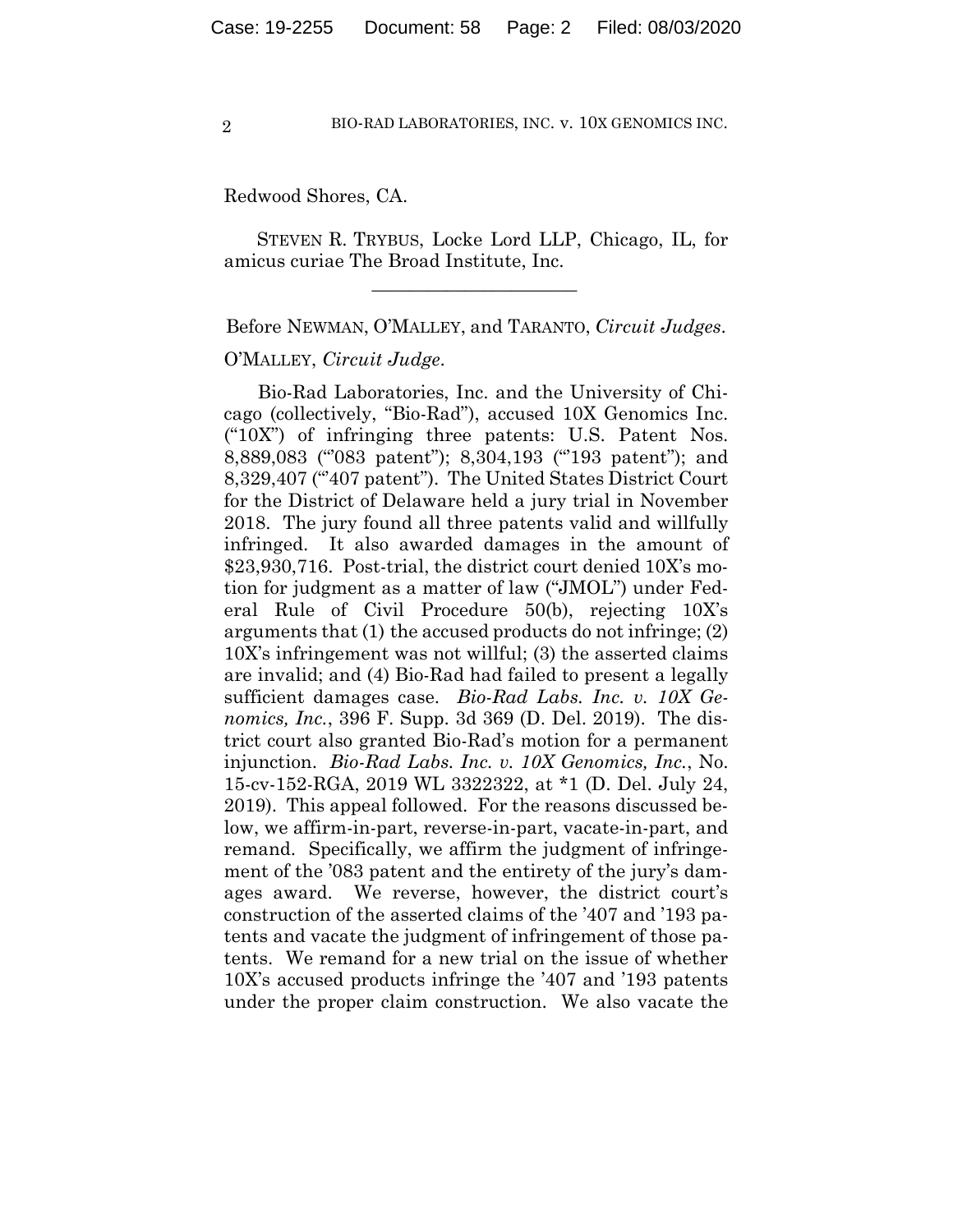Redwood Shores, CA.

STEVEN R. TRYBUS, Locke Lord LLP, Chicago, IL, for amicus curiae The Broad Institute, Inc.

______________________

Before NEWMAN, O'MALLEY, and TARANTO, *Circuit Judges*.

O'MALLEY, *Circuit Judge*.

Bio-Rad Laboratories, Inc. and the University of Chicago (collectively, "Bio-Rad"), accused 10X Genomics Inc. ("10X") of infringing three patents: U.S. Patent Nos. 8,889,083 ("'083 patent"); 8,304,193 ("'193 patent"); and 8,329,407 ("'407 patent"). The United States District Court for the District of Delaware held a jury trial in November 2018. The jury found all three patents valid and willfully infringed. It also awarded damages in the amount of $23,930,716. Post-trial, the district court denied 10X's motion for judgment as a matter of law ("JMOL") under Federal Rule of Civil Procedure 50(b), rejecting 10X's arguments that (1) the accused products do not infringe; (2) 10X's infringement was not willful; (3) the asserted claims are invalid; and (4) Bio-Rad had failed to present a legally sufficient damages case. *Bio-Rad Labs. Inc. v. 10X Genomics, Inc.*, 396 F. Supp. 3d 369 (D. Del. 2019). The district court also granted Bio-Rad's motion for a permanent injunction. *Bio-Rad Labs. Inc. v. 10X Genomics, Inc.*, No. 15-cv-152-RGA, 2019 WL 3322322, at *1 (D. Del. July 24, 2019). This appeal followed. For the reasons discussed below, we affirm-in-part, reverse-in-part, vacate-in-part, and remand. Specifically, we affirm the judgment of infringement of the '083 patent and the entirety of the jury's damages award. We reverse, however, the district court's construction of the asserted claims of the '407 and '193 patents and vacate the judgment of infringement of those patents. We remand for a new trial on the issue of whether 10X's accused products infringe the '407 and '193 patents under the proper claim construction. We also vacate the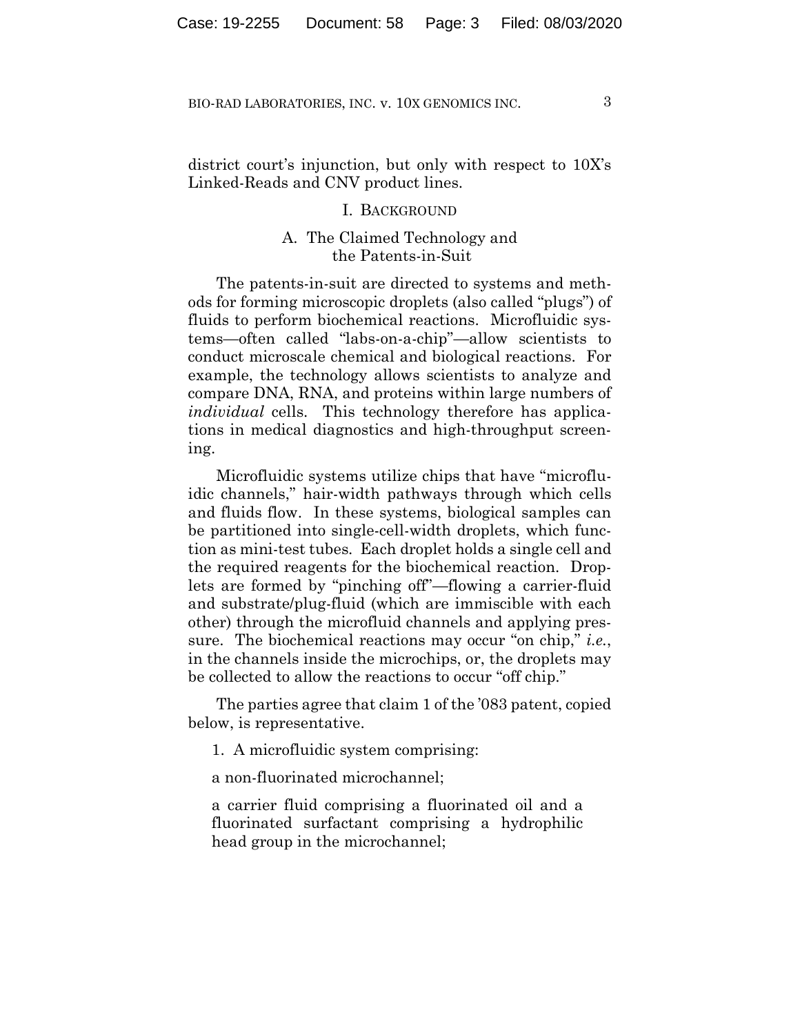district court's injunction, but only with respect to 10X's Linked-Reads and CNV product lines.

## I. BACKGROUND

### A. The Claimed Technology and the Patents-in-Suit

The patents-in-suit are directed to systems and methods for forming microscopic droplets (also called "plugs") of fluids to perform biochemical reactions. Microfluidic systems—often called "labs-on-a-chip"—allow scientists to conduct microscale chemical and biological reactions. For example, the technology allows scientists to analyze and compare DNA, RNA, and proteins within large numbers of *individual* cells. This technology therefore has applications in medical diagnostics and high-throughput screening.

Microfluidic systems utilize chips that have "microfluidic channels," hair-width pathways through which cells and fluids flow. In these systems, biological samples can be partitioned into single-cell-width droplets, which function as mini-test tubes. Each droplet holds a single cell and the required reagents for the biochemical reaction. Droplets are formed by "pinching off"—flowing a carrier-fluid and substrate/plug-fluid (which are immiscible with each other) through the microfluid channels and applying pressure. The biochemical reactions may occur "on chip," *i.e.*, in the channels inside the microchips, or, the droplets may be collected to allow the reactions to occur "off chip."

The parties agree that claim 1 of the '083 patent, copied below, is representative.

> 1. A microfluidic system comprising:
>
> a non-fluorinated microchannel;
>
> a carrier fluid comprising a fluorinated oil and a fluorinated surfactant comprising a hydrophilic head group in the microchannel;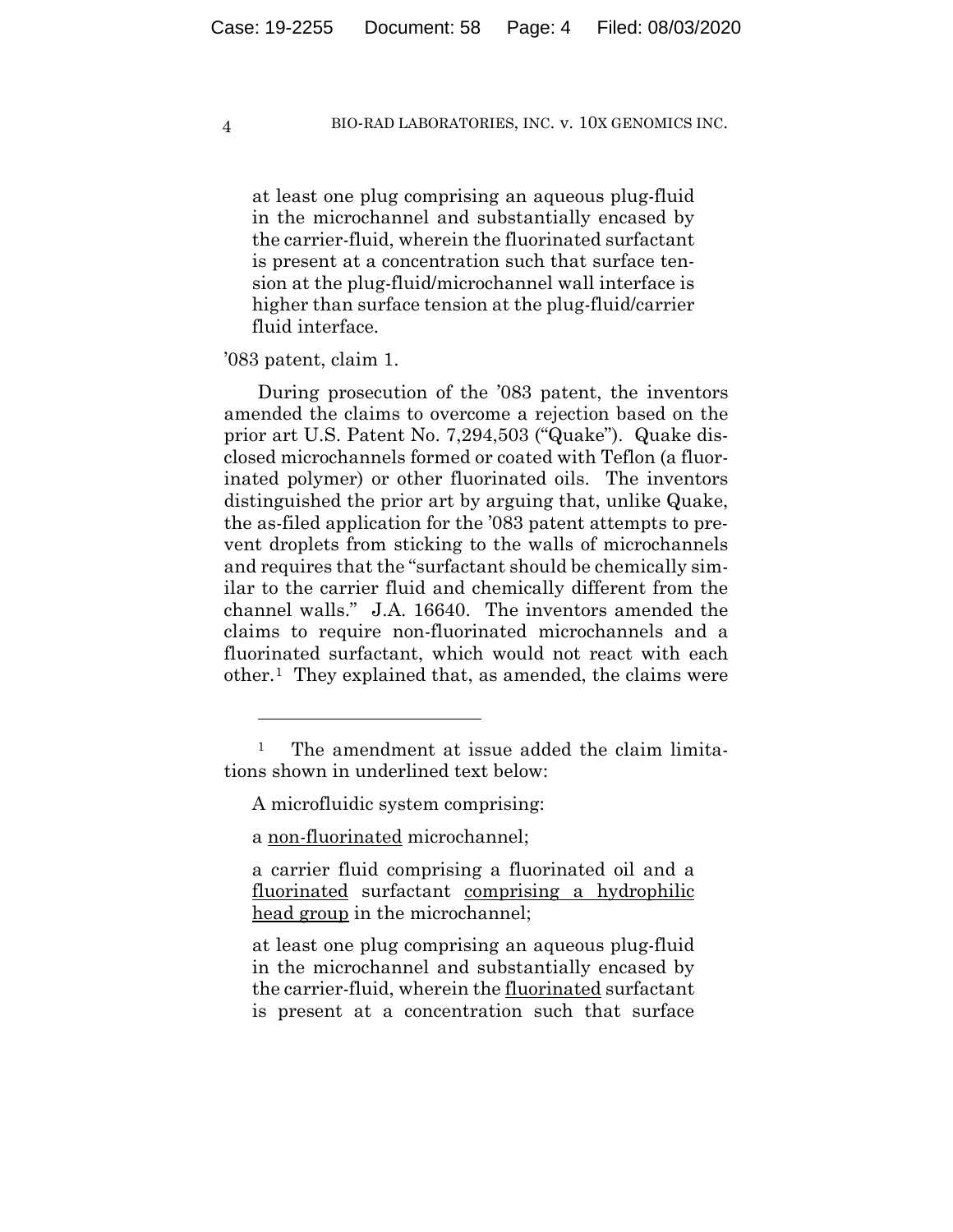at least one plug comprising an aqueous plug-fluid in the microchannel and substantially encased by the carrier-fluid, wherein the fluorinated surfactant is present at a concentration such that surface tension at the plug-fluid/microchannel wall interface is higher than surface tension at the plug-fluid/carrier fluid interface.

'083 patent, claim 1.

During prosecution of the '083 patent, the inventors amended the claims to overcome a rejection based on the prior art U.S. Patent No. 7,294,503 ("Quake"). Quake disclosed microchannels formed or coated with Teflon (a fluorinated polymer) or other fluorinated oils. The inventors distinguished the prior art by arguing that, unlike Quake, the as-filed application for the '083 patent attempts to prevent droplets from sticking to the walls of microchannels and requires that the "surfactant should be chemically similar to the carrier fluid and chemically different from the channel walls." J.A. 16640. The inventors amended the claims to require non-fluorinated microchannels and a fluorinated surfactant, which would not react with each other.[1] They explained that, as amended, the claims were

---

[1] The amendment at issue added the claim limitations shown in underlined text below:

A microfluidic system comprising:

a <u>non-fluorinated</u> microchannel;

a carrier fluid comprising a fluorinated oil and a <u>fluorinated</u> surfactant <u>comprising a hydrophilic head group</u> in the microchannel;

at least one plug comprising an aqueous plug-fluid in the microchannel and substantially encased by the carrier-fluid, wherein the <u>fluorinated</u> surfactant is present at a concentration such that surface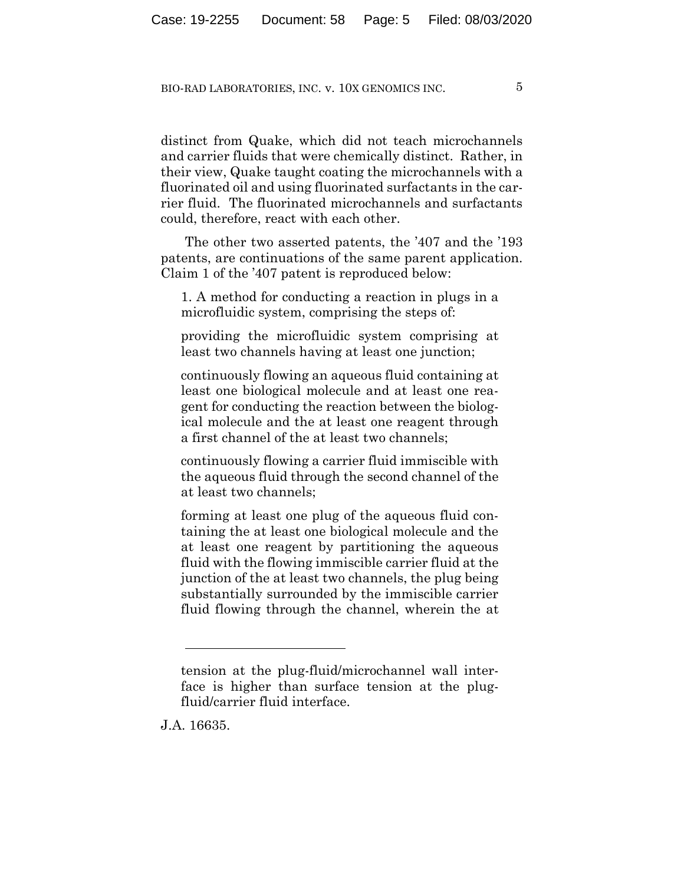distinct from Quake, which did not teach microchannels and carrier fluids that were chemically distinct. Rather, in their view, Quake taught coating the microchannels with a fluorinated oil and using fluorinated surfactants in the carrier fluid. The fluorinated microchannels and surfactants could, therefore, react with each other.

The other two asserted patents, the '407 and the '193 patents, are continuations of the same parent application. Claim 1 of the '407 patent is reproduced below:

> 1. A method for conducting a reaction in plugs in a microfluidic system, comprising the steps of:
>
> providing the microfluidic system comprising at least two channels having at least one junction;
>
> continuously flowing an aqueous fluid containing at least one biological molecule and at least one reagent for conducting the reaction between the biological molecule and the at least one reagent through a first channel of the at least two channels;
>
> continuously flowing a carrier fluid immiscible with the aqueous fluid through the second channel of the at least two channels;
>
> forming at least one plug of the aqueous fluid containing the at least one biological molecule and the at least one reagent by partitioning the aqueous fluid with the flowing immiscible carrier fluid at the junction of the at least two channels, the plug being substantially surrounded by the immiscible carrier fluid flowing through the channel, wherein the at

---

> tension at the plug-fluid/microchannel wall interface is higher than surface tension at the plug-fluid/carrier fluid interface.

J.A. 16635.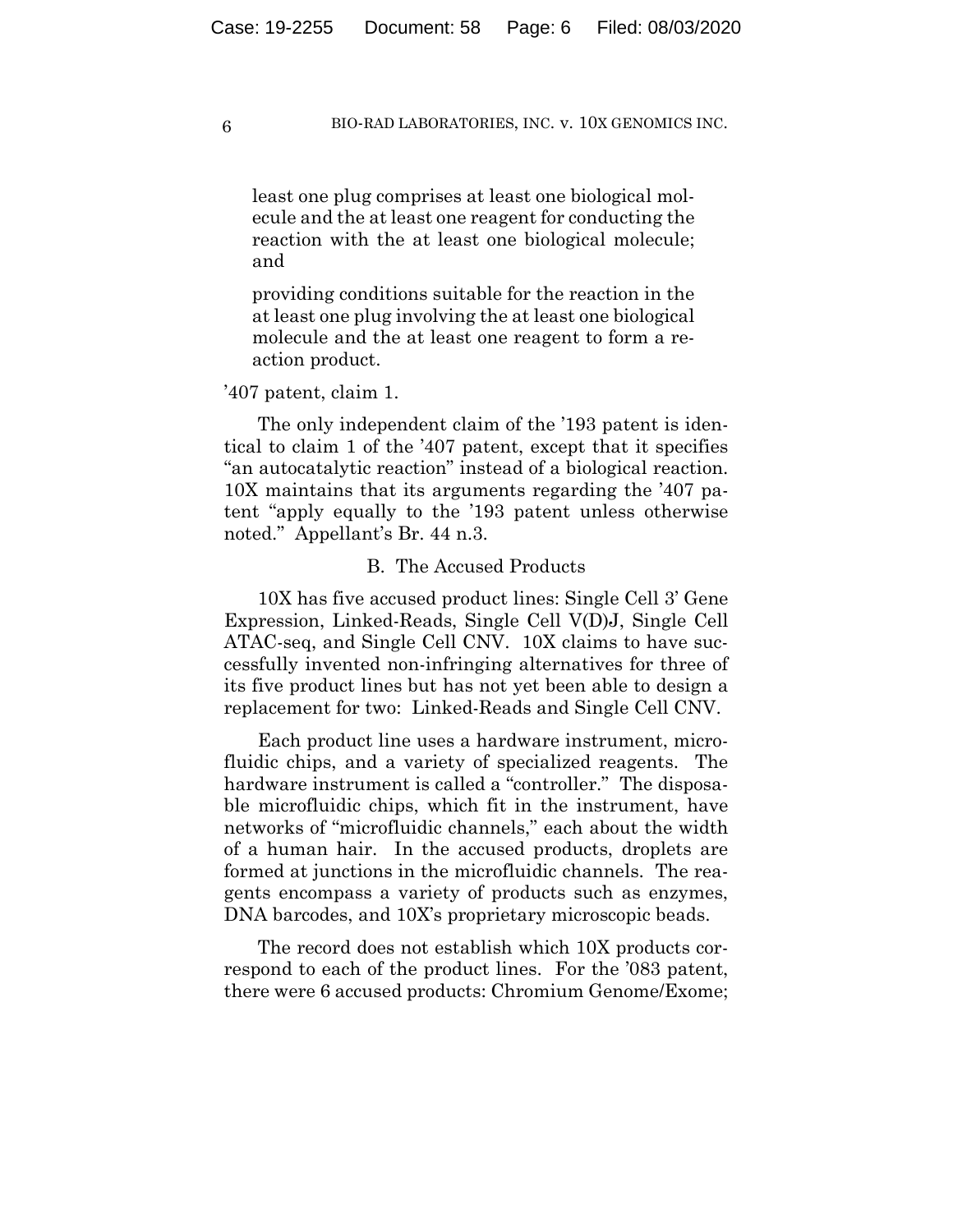> least one plug comprises at least one biological molecule and the at least one reagent for conducting the reaction with the at least one biological molecule; and
>
> providing conditions suitable for the reaction in the at least one plug involving the at least one biological molecule and the at least one reagent to form a reaction product.

'407 patent, claim 1.

The only independent claim of the '193 patent is identical to claim 1 of the '407 patent, except that it specifies "an autocatalytic reaction" instead of a biological reaction. 10X maintains that its arguments regarding the '407 patent "apply equally to the '193 patent unless otherwise noted." Appellant's Br. 44 n.3.

### B. The Accused Products

10X has five accused product lines: Single Cell 3' Gene Expression, Linked-Reads, Single Cell V(D)J, Single Cell ATAC-seq, and Single Cell CNV. 10X claims to have successfully invented non-infringing alternatives for three of its five product lines but has not yet been able to design a replacement for two: Linked-Reads and Single Cell CNV.

Each product line uses a hardware instrument, microfluidic chips, and a variety of specialized reagents. The hardware instrument is called a "controller." The disposable microfluidic chips, which fit in the instrument, have networks of "microfluidic channels," each about the width of a human hair. In the accused products, droplets are formed at junctions in the microfluidic channels. The reagents encompass a variety of products such as enzymes, DNA barcodes, and 10X's proprietary microscopic beads.

The record does not establish which 10X products correspond to each of the product lines. For the '083 patent, there were 6 accused products: Chromium Genome/Exome;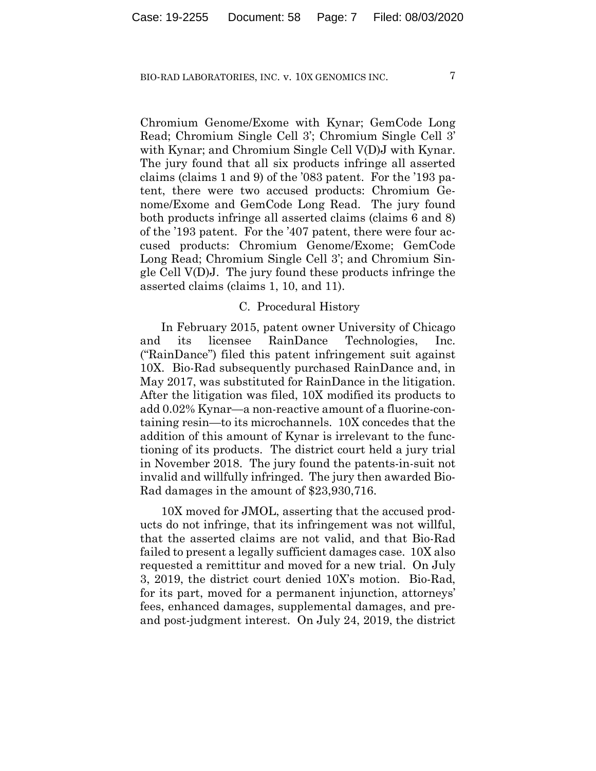Chromium Genome/Exome with Kynar; GemCode Long Read; Chromium Single Cell 3'; Chromium Single Cell 3' with Kynar; and Chromium Single Cell V(D)J with Kynar. The jury found that all six products infringe all asserted claims (claims 1 and 9) of the '083 patent. For the '193 patent, there were two accused products: Chromium Genome/Exome and GemCode Long Read. The jury found both products infringe all asserted claims (claims 6 and 8) of the '193 patent. For the '407 patent, there were four accused products: Chromium Genome/Exome; GemCode Long Read; Chromium Single Cell 3'; and Chromium Single Cell V(D)J. The jury found these products infringe the asserted claims (claims 1, 10, and 11).

### C. Procedural History

In February 2015, patent owner University of Chicago and its licensee RainDance Technologies, Inc. ("RainDance") filed this patent infringement suit against 10X. Bio-Rad subsequently purchased RainDance and, in May 2017, was substituted for RainDance in the litigation. After the litigation was filed, 10X modified its products to add 0.02% Kynar—a non-reactive amount of a fluorine-containing resin—to its microchannels. 10X concedes that the addition of this amount of Kynar is irrelevant to the functioning of its products. The district court held a jury trial in November 2018. The jury found the patents-in-suit not invalid and willfully infringed. The jury then awarded Bio-Rad damages in the amount of $23,930,716.

10X moved for JMOL, asserting that the accused products do not infringe, that its infringement was not willful, that the asserted claims are not valid, and that Bio-Rad failed to present a legally sufficient damages case. 10X also requested a remittitur and moved for a new trial. On July 3, 2019, the district court denied 10X's motion. Bio-Rad, for its part, moved for a permanent injunction, attorneys' fees, enhanced damages, supplemental damages, and pre- and post-judgment interest. On July 24, 2019, the district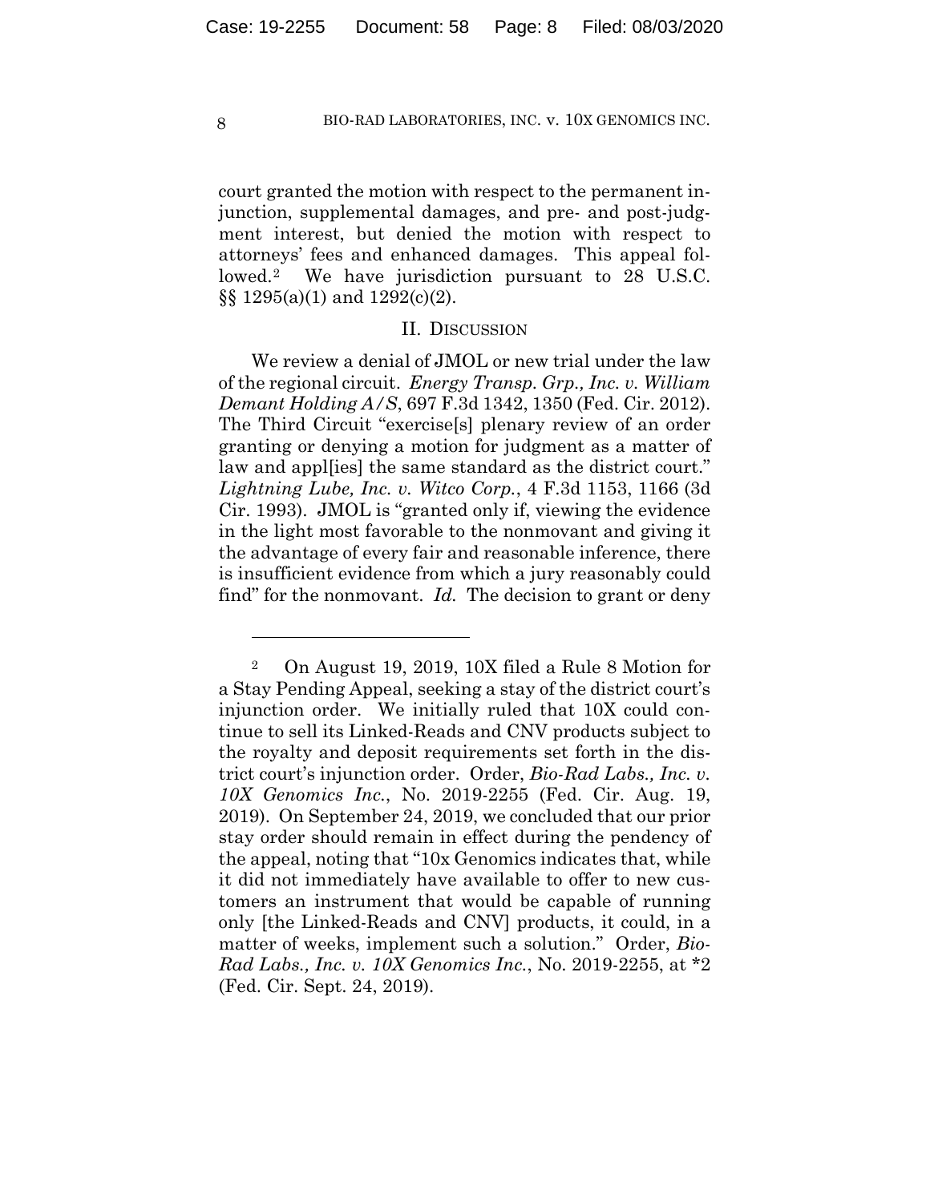court granted the motion with respect to the permanent injunction, supplemental damages, and pre- and post-judgment interest, but denied the motion with respect to attorneys' fees and enhanced damages. This appeal followed.[2] We have jurisdiction pursuant to 28 U.S.C. §§ 1295(a)(1) and 1292(c)(2).

## II. Discussion

We review a denial of JMOL or new trial under the law of the regional circuit. *Energy Transp. Grp., Inc. v. William Demant Holding A/S*, 697 F.3d 1342, 1350 (Fed. Cir. 2012). The Third Circuit "exercise[s] plenary review of an order granting or denying a motion for judgment as a matter of law and appl[ies] the same standard as the district court." *Lightning Lube, Inc. v. Witco Corp.*, 4 F.3d 1153, 1166 (3d Cir. 1993). JMOL is "granted only if, viewing the evidence in the light most favorable to the nonmovant and giving it the advantage of every fair and reasonable inference, there is insufficient evidence from which a jury reasonably could find" for the nonmovant. *Id.* The decision to grant or deny

---

[2] On August 19, 2019, 10X filed a Rule 8 Motion for a Stay Pending Appeal, seeking a stay of the district court's injunction order. We initially ruled that 10X could continue to sell its Linked-Reads and CNV products subject to the royalty and deposit requirements set forth in the district court's injunction order. Order, *Bio-Rad Labs., Inc. v. 10X Genomics Inc.*, No. 2019-2255 (Fed. Cir. Aug. 19, 2019). On September 24, 2019, we concluded that our prior stay order should remain in effect during the pendency of the appeal, noting that "10x Genomics indicates that, while it did not immediately have available to offer to new customers an instrument that would be capable of running only [the Linked-Reads and CNV] products, it could, in a matter of weeks, implement such a solution." Order, *Bio-Rad Labs., Inc. v. 10X Genomics Inc.*, No. 2019-2255, at *2 (Fed. Cir. Sept. 24, 2019).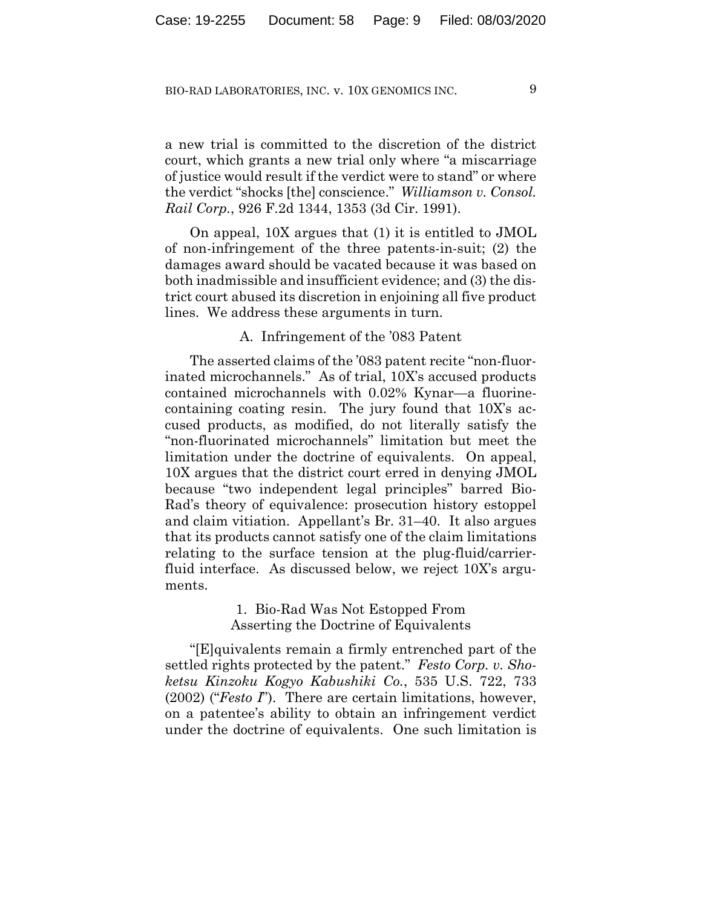a new trial is committed to the discretion of the district court, which grants a new trial only where "a miscarriage of justice would result if the verdict were to stand" or where the verdict "shocks [the] conscience." *Williamson v. Consol. Rail Corp.*, 926 F.2d 1344, 1353 (3d Cir. 1991).

On appeal, 10X argues that (1) it is entitled to JMOL of non-infringement of the three patents-in-suit; (2) the damages award should be vacated because it was based on both inadmissible and insufficient evidence; and (3) the district court abused its discretion in enjoining all five product lines. We address these arguments in turn.

## A. Infringement of the '083 Patent

The asserted claims of the '083 patent recite "non-fluorinated microchannels." As of trial, 10X's accused products contained microchannels with 0.02% Kynar—a fluorine-containing coating resin. The jury found that 10X's accused products, as modified, do not literally satisfy the "non-fluorinated microchannels" limitation but meet the limitation under the doctrine of equivalents. On appeal, 10X argues that the district court erred in denying JMOL because "two independent legal principles" barred Bio-Rad's theory of equivalence: prosecution history estoppel and claim vitiation. Appellant's Br. 31–40. It also argues that its products cannot satisfy one of the claim limitations relating to the surface tension at the plug-fluid/carrier-fluid interface. As discussed below, we reject 10X's arguments.

### 1. Bio-Rad Was Not Estopped From Asserting the Doctrine of Equivalents

"[E]quivalents remain a firmly entrenched part of the settled rights protected by the patent." *Festo Corp. v. Shoketsu Kinzoku Kogyo Kabushiki Co.*, 535 U.S. 722, 733 (2002) ("*Festo I*"). There are certain limitations, however, on a patentee's ability to obtain an infringement verdict under the doctrine of equivalents. One such limitation is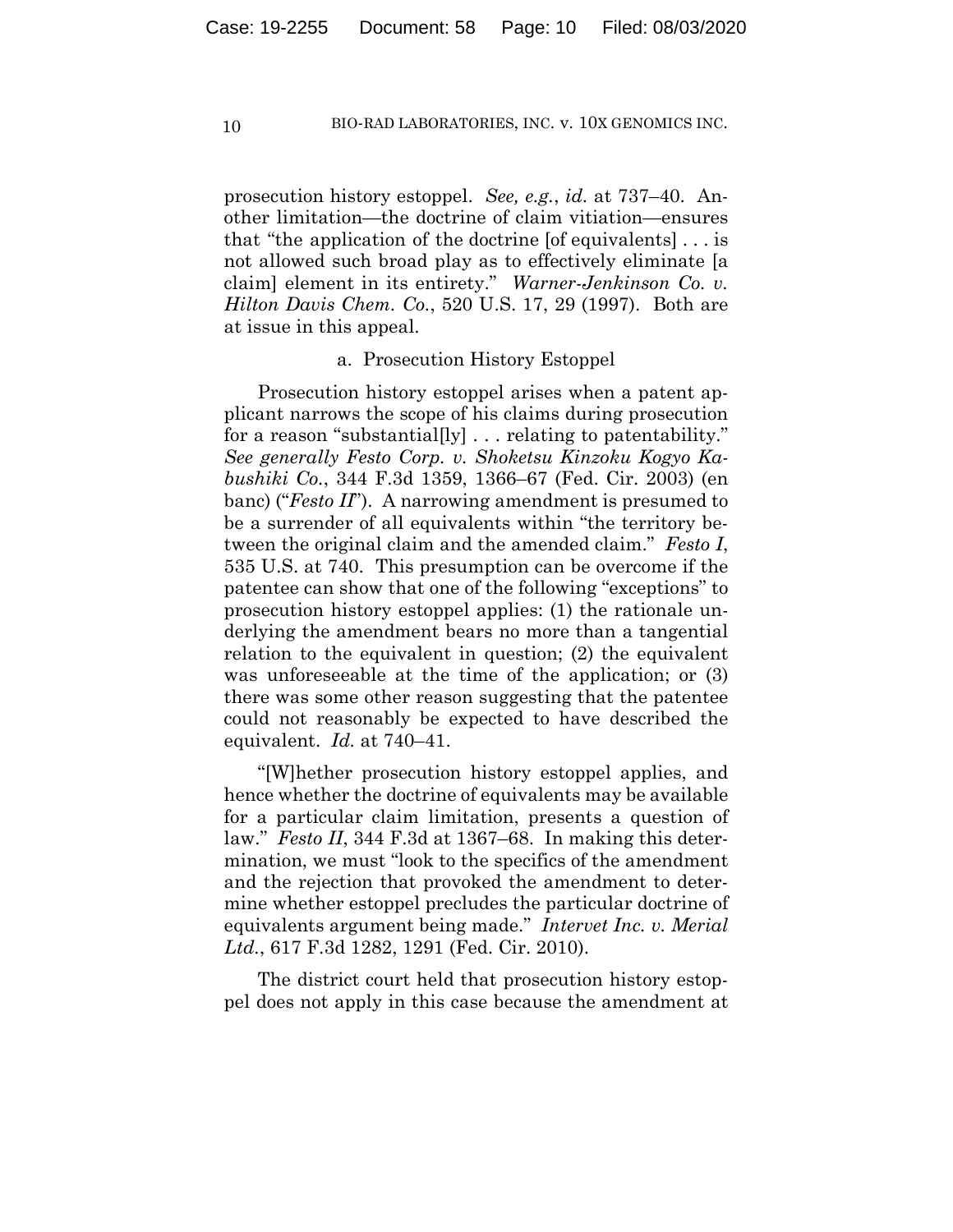prosecution history estoppel. *See, e.g.*, *id.* at 737–40. Another limitation—the doctrine of claim vitiation—ensures that "the application of the doctrine [of equivalents] . . . is not allowed such broad play as to effectively eliminate [a claim] element in its entirety." *Warner-Jenkinson Co. v. Hilton Davis Chem. Co.*, 520 U.S. 17, 29 (1997). Both are at issue in this appeal.

a. Prosecution History Estoppel

Prosecution history estoppel arises when a patent applicant narrows the scope of his claims during prosecution for a reason "substantial[ly] . . . relating to patentability." *See generally Festo Corp. v. Shoketsu Kinzoku Kogyo Kabushiki Co.*, 344 F.3d 1359, 1366–67 (Fed. Cir. 2003) (en banc) ("*Festo II*"). A narrowing amendment is presumed to be a surrender of all equivalents within "the territory between the original claim and the amended claim." *Festo I*, 535 U.S. at 740. This presumption can be overcome if the patentee can show that one of the following "exceptions" to prosecution history estoppel applies: (1) the rationale underlying the amendment bears no more than a tangential relation to the equivalent in question; (2) the equivalent was unforeseeable at the time of the application; or (3) there was some other reason suggesting that the patentee could not reasonably be expected to have described the equivalent. *Id.* at 740–41.

"[W]hether prosecution history estoppel applies, and hence whether the doctrine of equivalents may be available for a particular claim limitation, presents a question of law." *Festo II*, 344 F.3d at 1367–68. In making this determination, we must "look to the specifics of the amendment and the rejection that provoked the amendment to determine whether estoppel precludes the particular doctrine of equivalents argument being made." *Intervet Inc. v. Merial Ltd.*, 617 F.3d 1282, 1291 (Fed. Cir. 2010).

The district court held that prosecution history estoppel does not apply in this case because the amendment at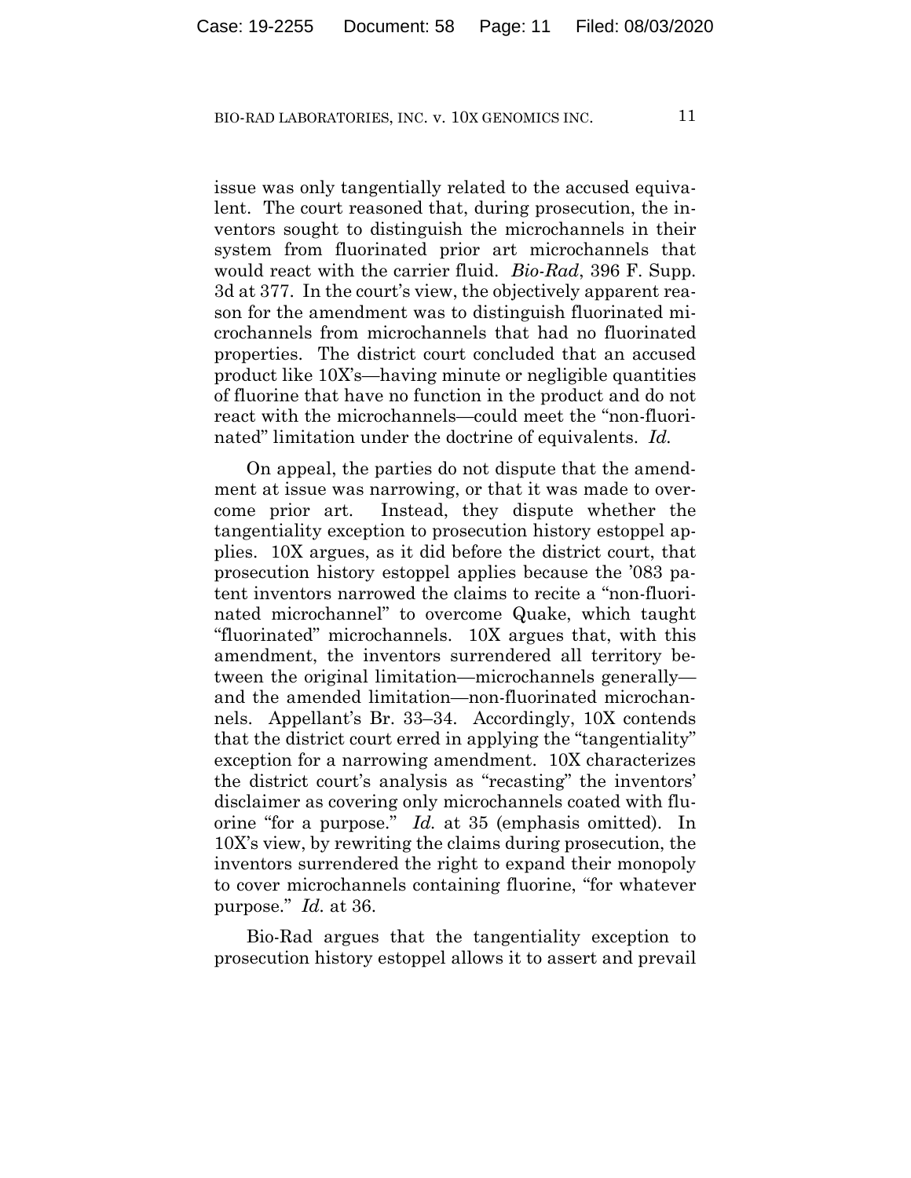issue was only tangentially related to the accused equivalent. The court reasoned that, during prosecution, the inventors sought to distinguish the microchannels in their system from fluorinated prior art microchannels that would react with the carrier fluid. *Bio-Rad*, 396 F. Supp. 3d at 377. In the court's view, the objectively apparent reason for the amendment was to distinguish fluorinated microchannels from microchannels that had no fluorinated properties. The district court concluded that an accused product like 10X's—having minute or negligible quantities of fluorine that have no function in the product and do not react with the microchannels—could meet the "non-fluorinated" limitation under the doctrine of equivalents. *Id.*

On appeal, the parties do not dispute that the amendment at issue was narrowing, or that it was made to overcome prior art. Instead, they dispute whether the tangentiality exception to prosecution history estoppel applies. 10X argues, as it did before the district court, that prosecution history estoppel applies because the '083 patent inventors narrowed the claims to recite a "non-fluorinated microchannel" to overcome Quake, which taught "fluorinated" microchannels. 10X argues that, with this amendment, the inventors surrendered all territory between the original limitation—microchannels generally—and the amended limitation—non-fluorinated microchannels. Appellant's Br. 33–34. Accordingly, 10X contends that the district court erred in applying the "tangentiality" exception for a narrowing amendment. 10X characterizes the district court's analysis as "recasting" the inventors' disclaimer as covering only microchannels coated with fluorine "for a purpose." *Id.* at 35 (emphasis omitted). In 10X's view, by rewriting the claims during prosecution, the inventors surrendered the right to expand their monopoly to cover microchannels containing fluorine, "for whatever purpose." *Id.* at 36.

Bio-Rad argues that the tangentiality exception to prosecution history estoppel allows it to assert and prevail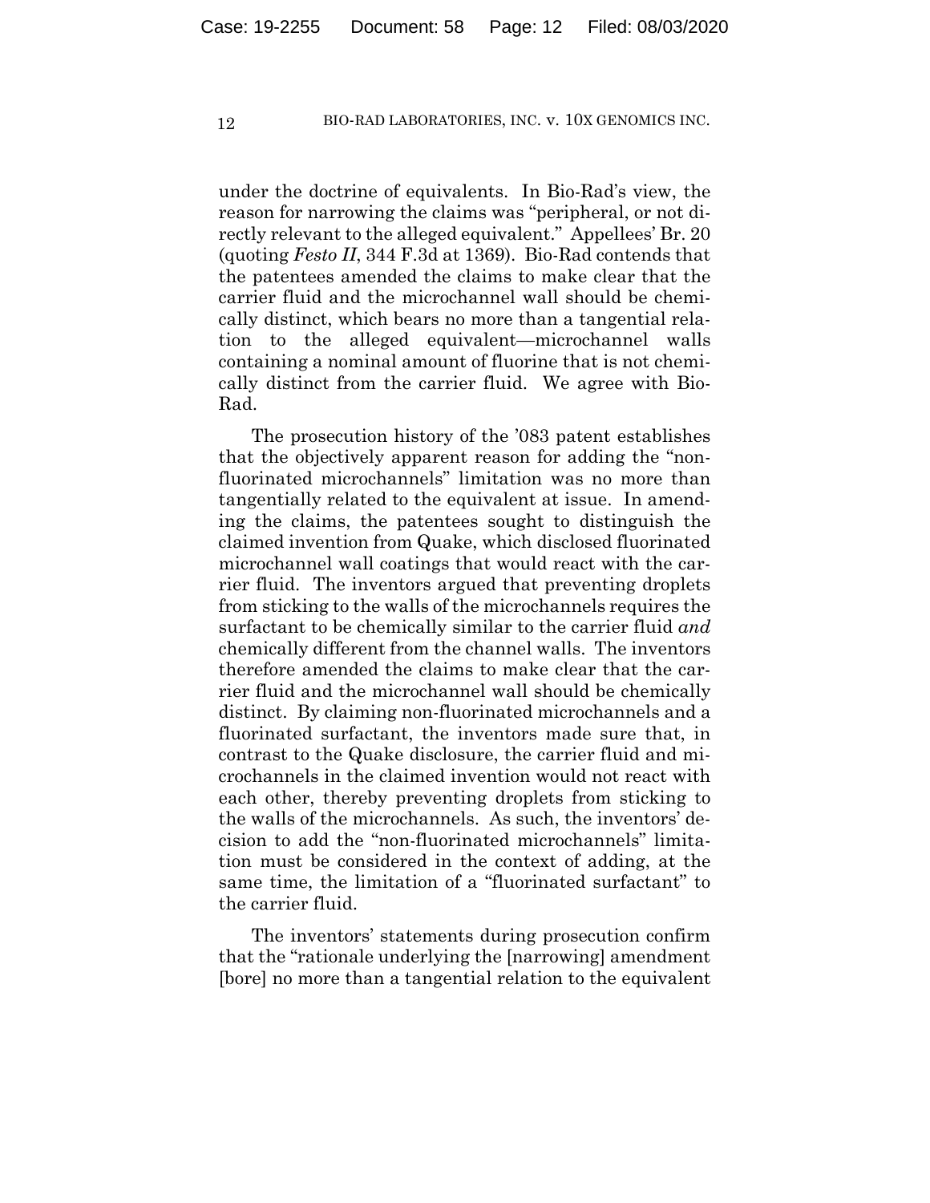under the doctrine of equivalents. In Bio-Rad's view, the reason for narrowing the claims was "peripheral, or not directly relevant to the alleged equivalent." Appellees' Br. 20 (quoting *Festo II*, 344 F.3d at 1369). Bio-Rad contends that the patentees amended the claims to make clear that the carrier fluid and the microchannel wall should be chemically distinct, which bears no more than a tangential relation to the alleged equivalent—microchannel walls containing a nominal amount of fluorine that is not chemically distinct from the carrier fluid. We agree with Bio-Rad.

The prosecution history of the '083 patent establishes that the objectively apparent reason for adding the "non-fluorinated microchannels" limitation was no more than tangentially related to the equivalent at issue. In amending the claims, the patentees sought to distinguish the claimed invention from Quake, which disclosed fluorinated microchannel wall coatings that would react with the carrier fluid. The inventors argued that preventing droplets from sticking to the walls of the microchannels requires the surfactant to be chemically similar to the carrier fluid *and* chemically different from the channel walls. The inventors therefore amended the claims to make clear that the carrier fluid and the microchannel wall should be chemically distinct. By claiming non-fluorinated microchannels and a fluorinated surfactant, the inventors made sure that, in contrast to the Quake disclosure, the carrier fluid and microchannels in the claimed invention would not react with each other, thereby preventing droplets from sticking to the walls of the microchannels. As such, the inventors' decision to add the "non-fluorinated microchannels" limitation must be considered in the context of adding, at the same time, the limitation of a "fluorinated surfactant" to the carrier fluid.

The inventors' statements during prosecution confirm that the "rationale underlying the [narrowing] amendment [bore] no more than a tangential relation to the equivalent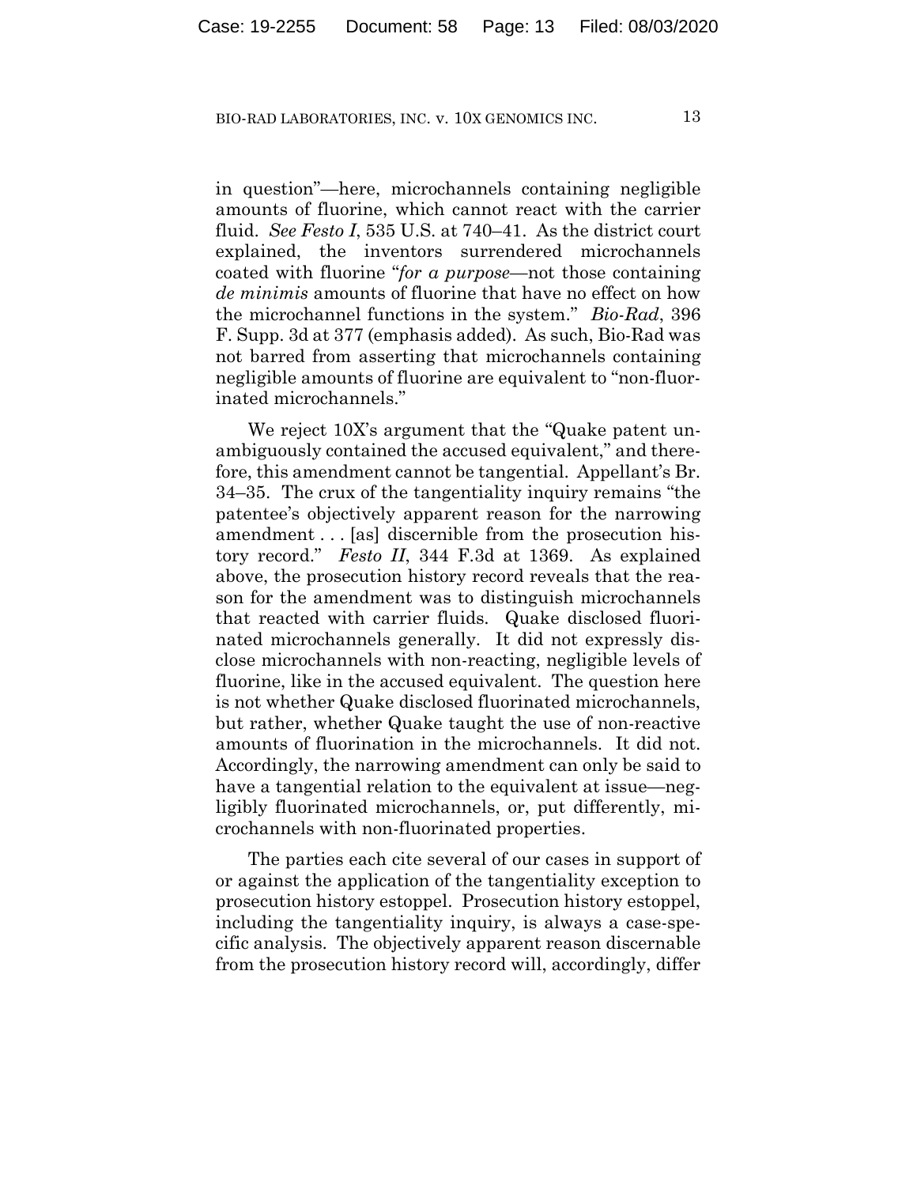in question"—here, microchannels containing negligible amounts of fluorine, which cannot react with the carrier fluid. *See Festo I*, 535 U.S. at 740–41. As the district court explained, the inventors surrendered microchannels coated with fluorine "*for a purpose*—not those containing *de minimis* amounts of fluorine that have no effect on how the microchannel functions in the system." *Bio-Rad*, 396 F. Supp. 3d at 377 (emphasis added). As such, Bio-Rad was not barred from asserting that microchannels containing negligible amounts of fluorine are equivalent to "non-fluorinated microchannels."

We reject 10X's argument that the "Quake patent unambiguously contained the accused equivalent," and therefore, this amendment cannot be tangential. Appellant's Br. 34–35. The crux of the tangentiality inquiry remains "the patentee's objectively apparent reason for the narrowing amendment . . . [as] discernible from the prosecution history record." *Festo II*, 344 F.3d at 1369. As explained above, the prosecution history record reveals that the reason for the amendment was to distinguish microchannels that reacted with carrier fluids. Quake disclosed fluorinated microchannels generally. It did not expressly disclose microchannels with non-reacting, negligible levels of fluorine, like in the accused equivalent. The question here is not whether Quake disclosed fluorinated microchannels, but rather, whether Quake taught the use of non-reactive amounts of fluorination in the microchannels. It did not. Accordingly, the narrowing amendment can only be said to have a tangential relation to the equivalent at issue—negligibly fluorinated microchannels, or, put differently, microchannels with non-fluorinated properties.

The parties each cite several of our cases in support of or against the application of the tangentiality exception to prosecution history estoppel. Prosecution history estoppel, including the tangentiality inquiry, is always a case-specific analysis. The objectively apparent reason discernable from the prosecution history record will, accordingly, differ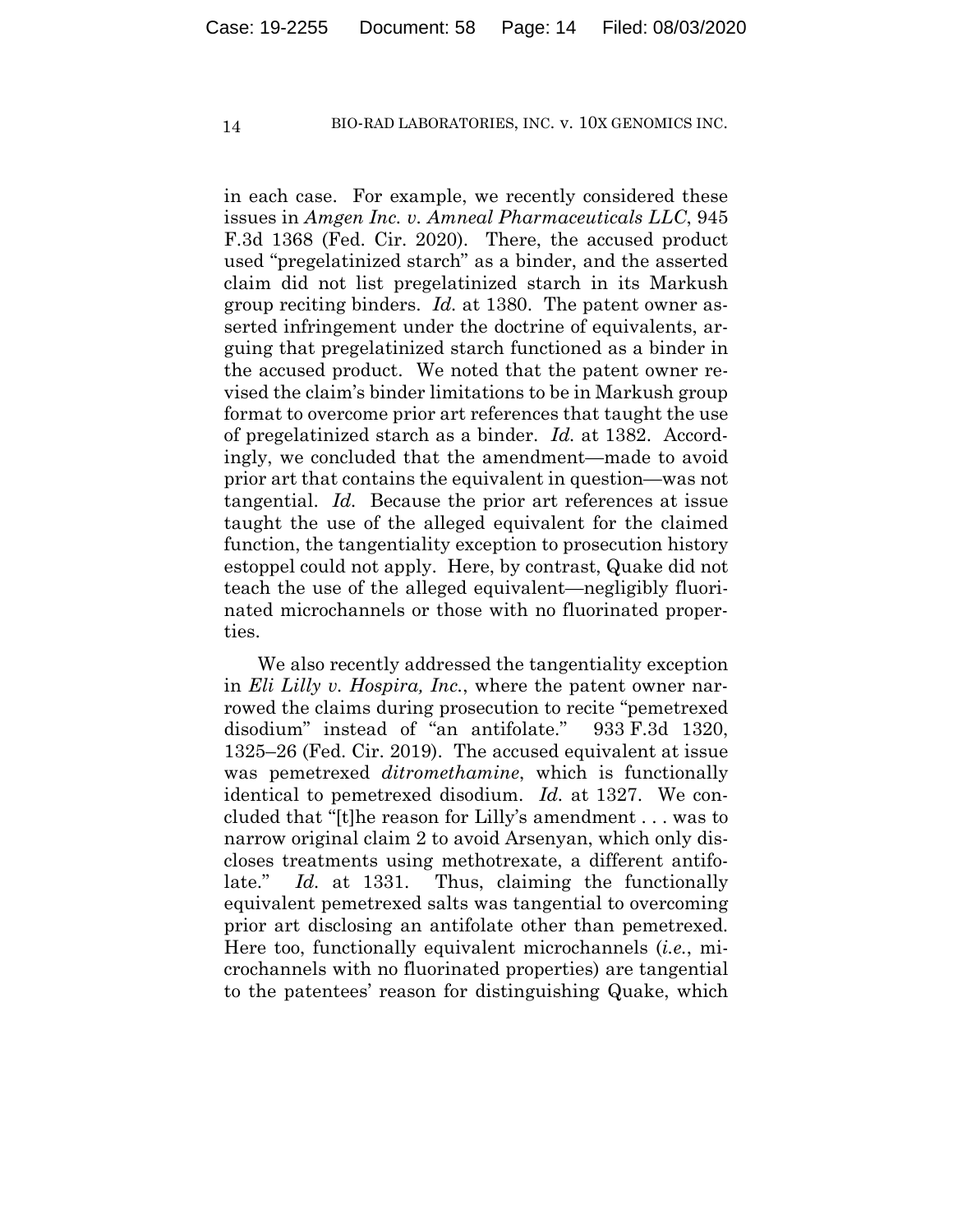in each case. For example, we recently considered these issues in *Amgen Inc. v. Amneal Pharmaceuticals LLC*, 945 F.3d 1368 (Fed. Cir. 2020). There, the accused product used "pregelatinized starch" as a binder, and the asserted claim did not list pregelatinized starch in its Markush group reciting binders. *Id.* at 1380. The patent owner asserted infringement under the doctrine of equivalents, arguing that pregelatinized starch functioned as a binder in the accused product. We noted that the patent owner revised the claim's binder limitations to be in Markush group format to overcome prior art references that taught the use of pregelatinized starch as a binder. *Id.* at 1382. Accordingly, we concluded that the amendment—made to avoid prior art that contains the equivalent in question—was not tangential. *Id.* Because the prior art references at issue taught the use of the alleged equivalent for the claimed function, the tangentiality exception to prosecution history estoppel could not apply. Here, by contrast, Quake did not teach the use of the alleged equivalent—negligibly fluorinated microchannels or those with no fluorinated properties.

We also recently addressed the tangentiality exception in *Eli Lilly v. Hospira, Inc.*, where the patent owner narrowed the claims during prosecution to recite "pemetrexed disodium" instead of "an antifolate." 933 F.3d 1320, 1325–26 (Fed. Cir. 2019). The accused equivalent at issue was pemetrexed *ditromethamine*, which is functionally identical to pemetrexed disodium. *Id.* at 1327. We concluded that "[t]he reason for Lilly's amendment . . . was to narrow original claim 2 to avoid Arsenyan, which only discloses treatments using methotrexate, a different antifolate." *Id.* at 1331. Thus, claiming the functionally equivalent pemetrexed salts was tangential to overcoming prior art disclosing an antifolate other than pemetrexed. Here too, functionally equivalent microchannels (*i.e.*, microchannels with no fluorinated properties) are tangential to the patentees' reason for distinguishing Quake, which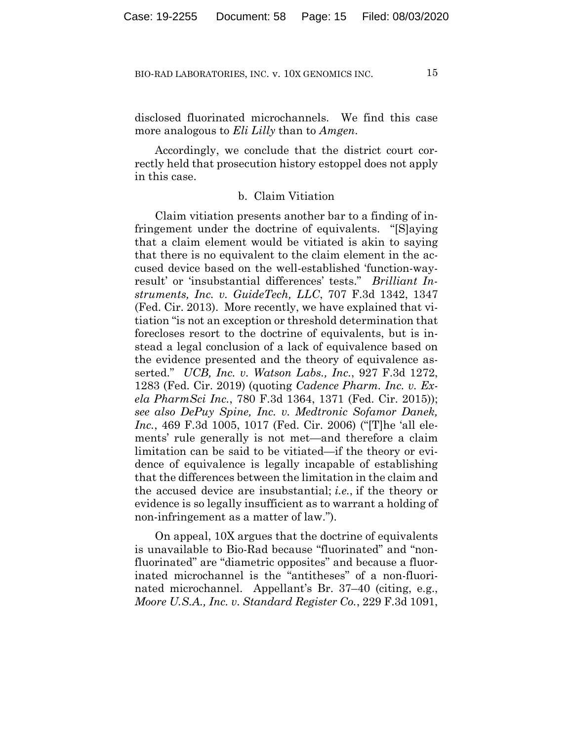disclosed fluorinated microchannels. We find this case more analogous to *Eli Lilly* than to *Amgen*.

Accordingly, we conclude that the district court correctly held that prosecution history estoppel does not apply in this case.

b. Claim Vitiation

Claim vitiation presents another bar to a finding of infringement under the doctrine of equivalents. "[S]aying that a claim element would be vitiated is akin to saying that there is no equivalent to the claim element in the accused device based on the well-established 'function-way-result' or 'insubstantial differences' tests." *Brilliant Instruments, Inc. v. GuideTech, LLC*, 707 F.3d 1342, 1347 (Fed. Cir. 2013). More recently, we have explained that vitiation "is not an exception or threshold determination that forecloses resort to the doctrine of equivalents, but is instead a legal conclusion of a lack of equivalence based on the evidence presented and the theory of equivalence asserted." *UCB, Inc. v. Watson Labs., Inc.*, 927 F.3d 1272, 1283 (Fed. Cir. 2019) (quoting *Cadence Pharm. Inc. v. Exela PharmSci Inc.*, 780 F.3d 1364, 1371 (Fed. Cir. 2015)); *see also DePuy Spine, Inc. v. Medtronic Sofamor Danek, Inc.*, 469 F.3d 1005, 1017 (Fed. Cir. 2006) ("[T]he 'all elements' rule generally is not met—and therefore a claim limitation can be said to be vitiated—if the theory or evidence of equivalence is legally incapable of establishing that the differences between the limitation in the claim and the accused device are insubstantial; *i.e.*, if the theory or evidence is so legally insufficient as to warrant a holding of non-infringement as a matter of law.").

On appeal, 10X argues that the doctrine of equivalents is unavailable to Bio-Rad because "fluorinated" and "non-fluorinated" are "diametric opposites" and because a fluorinated microchannel is the "antitheses" of a non-fluorinated microchannel. Appellant's Br. 37–40 (citing, e.g., *Moore U.S.A., Inc. v. Standard Register Co.*, 229 F.3d 1091,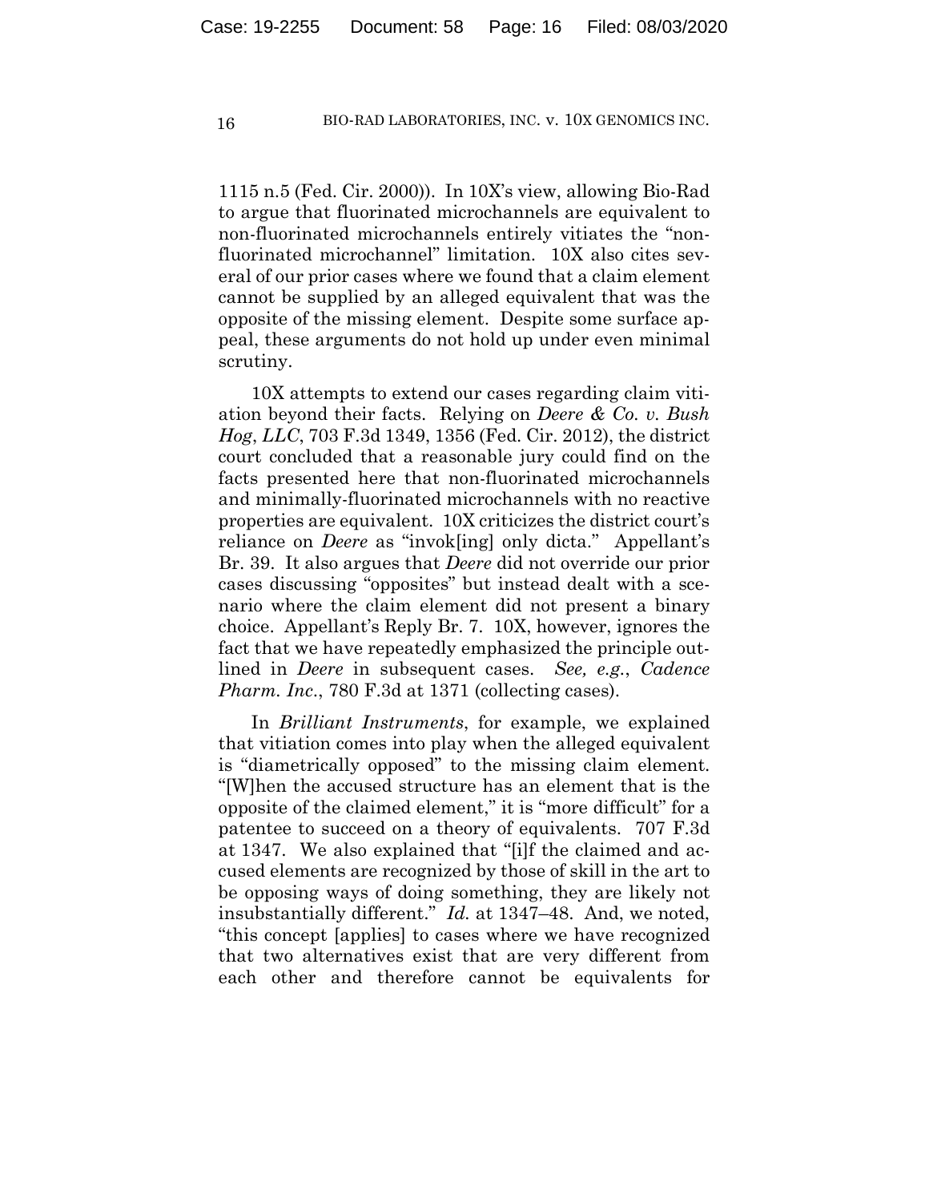1115 n.5 (Fed. Cir. 2000)). In 10X's view, allowing Bio-Rad to argue that fluorinated microchannels are equivalent to non-fluorinated microchannels entirely vitiates the "non-fluorinated microchannel" limitation. 10X also cites several of our prior cases where we found that a claim element cannot be supplied by an alleged equivalent that was the opposite of the missing element. Despite some surface appeal, these arguments do not hold up under even minimal scrutiny.

10X attempts to extend our cases regarding claim vitiation beyond their facts. Relying on *Deere & Co. v. Bush Hog, LLC*, 703 F.3d 1349, 1356 (Fed. Cir. 2012), the district court concluded that a reasonable jury could find on the facts presented here that non-fluorinated microchannels and minimally-fluorinated microchannels with no reactive properties are equivalent. 10X criticizes the district court's reliance on *Deere* as "invok[ing] only dicta." Appellant's Br. 39. It also argues that *Deere* did not override our prior cases discussing "opposites" but instead dealt with a scenario where the claim element did not present a binary choice. Appellant's Reply Br. 7. 10X, however, ignores the fact that we have repeatedly emphasized the principle outlined in *Deere* in subsequent cases. *See, e.g.*, *Cadence Pharm. Inc.*, 780 F.3d at 1371 (collecting cases).

In *Brilliant Instruments*, for example, we explained that vitiation comes into play when the alleged equivalent is "diametrically opposed" to the missing claim element. "[W]hen the accused structure has an element that is the opposite of the claimed element," it is "more difficult" for a patentee to succeed on a theory of equivalents. 707 F.3d at 1347. We also explained that "[i]f the claimed and accused elements are recognized by those of skill in the art to be opposing ways of doing something, they are likely not insubstantially different." *Id.* at 1347–48. And, we noted, "this concept [applies] to cases where we have recognized that two alternatives exist that are very different from each other and therefore cannot be equivalents for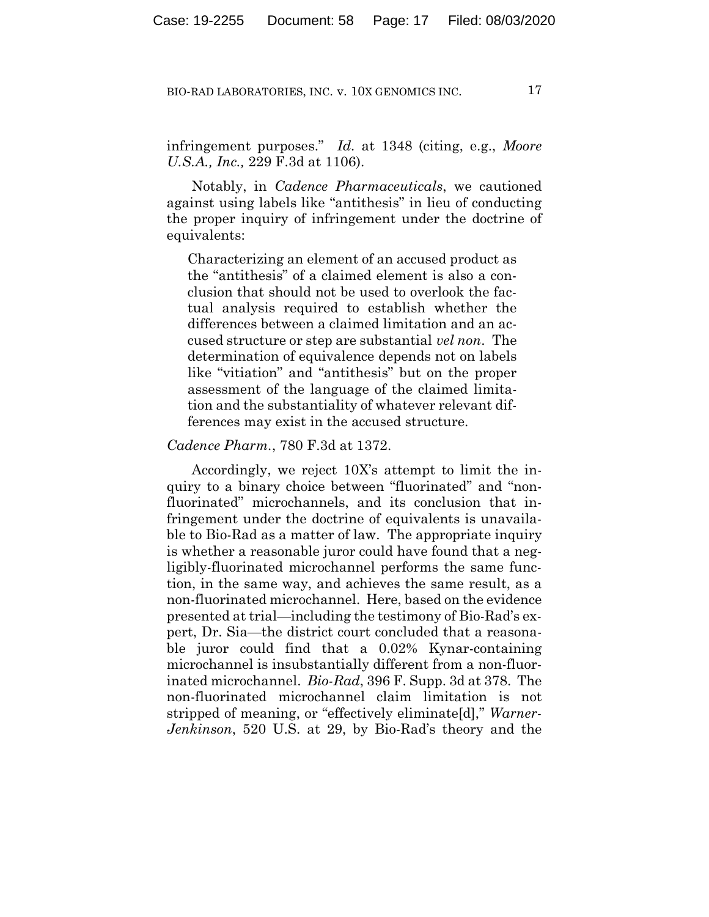infringement purposes." *Id.* at 1348 (citing, e.g., *Moore U.S.A., Inc.,* 229 F.3d at 1106).

Notably, in *Cadence Pharmaceuticals*, we cautioned against using labels like "antithesis" in lieu of conducting the proper inquiry of infringement under the doctrine of equivalents:

> Characterizing an element of an accused product as the "antithesis" of a claimed element is also a conclusion that should not be used to overlook the factual analysis required to establish whether the differences between a claimed limitation and an accused structure or step are substantial *vel non*. The determination of equivalence depends not on labels like "vitiation" and "antithesis" but on the proper assessment of the language of the claimed limitation and the substantiality of whatever relevant differences may exist in the accused structure.

*Cadence Pharm.*, 780 F.3d at 1372.

Accordingly, we reject 10X's attempt to limit the inquiry to a binary choice between "fluorinated" and "non-fluorinated" microchannels, and its conclusion that infringement under the doctrine of equivalents is unavailable to Bio-Rad as a matter of law. The appropriate inquiry is whether a reasonable juror could have found that a negligibly-fluorinated microchannel performs the same function, in the same way, and achieves the same result, as a non-fluorinated microchannel. Here, based on the evidence presented at trial—including the testimony of Bio-Rad's expert, Dr. Sia—the district court concluded that a reasonable juror could find that a 0.02% Kynar-containing microchannel is insubstantially different from a non-fluorinated microchannel. *Bio-Rad*, 396 F. Supp. 3d at 378. The non-fluorinated microchannel claim limitation is not stripped of meaning, or "effectively eliminate[d]," *Warner-Jenkinson*, 520 U.S. at 29, by Bio-Rad's theory and the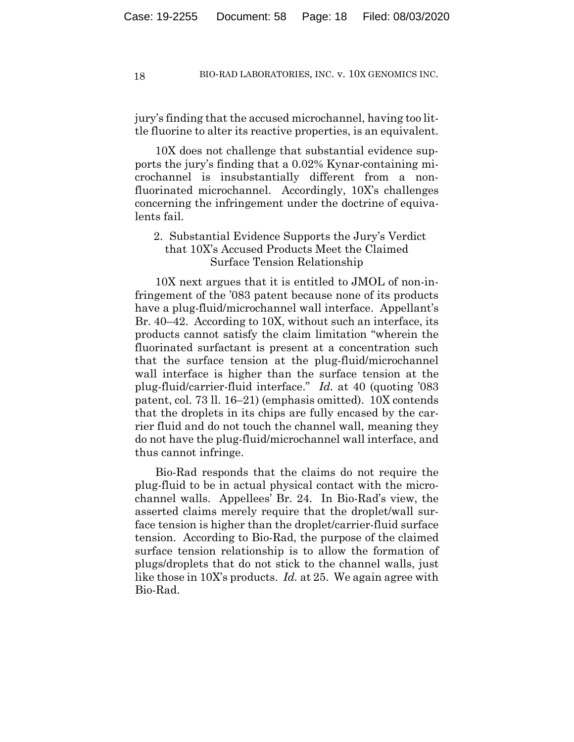jury's finding that the accused microchannel, having too little fluorine to alter its reactive properties, is an equivalent.

10X does not challenge that substantial evidence supports the jury's finding that a 0.02% Kynar-containing microchannel is insubstantially different from a non-fluorinated microchannel. Accordingly, 10X's challenges concerning the infringement under the doctrine of equivalents fail.

### 2. Substantial Evidence Supports the Jury's Verdict that 10X's Accused Products Meet the Claimed Surface Tension Relationship

10X next argues that it is entitled to JMOL of non-infringement of the '083 patent because none of its products have a plug-fluid/microchannel wall interface. Appellant's Br. 40–42. According to 10X, without such an interface, its products cannot satisfy the claim limitation "wherein the fluorinated surfactant is present at a concentration such that the surface tension at the plug-fluid/microchannel wall interface is higher than the surface tension at the plug-fluid/carrier-fluid interface." *Id.* at 40 (quoting '083 patent, col. 73 ll. 16–21) (emphasis omitted). 10X contends that the droplets in its chips are fully encased by the carrier fluid and do not touch the channel wall, meaning they do not have the plug-fluid/microchannel wall interface, and thus cannot infringe.

Bio-Rad responds that the claims do not require the plug-fluid to be in actual physical contact with the microchannel walls. Appellees' Br. 24. In Bio-Rad's view, the asserted claims merely require that the droplet/wall surface tension is higher than the droplet/carrier-fluid surface tension. According to Bio-Rad, the purpose of the claimed surface tension relationship is to allow the formation of plugs/droplets that do not stick to the channel walls, just like those in 10X's products. *Id.* at 25. We again agree with Bio-Rad.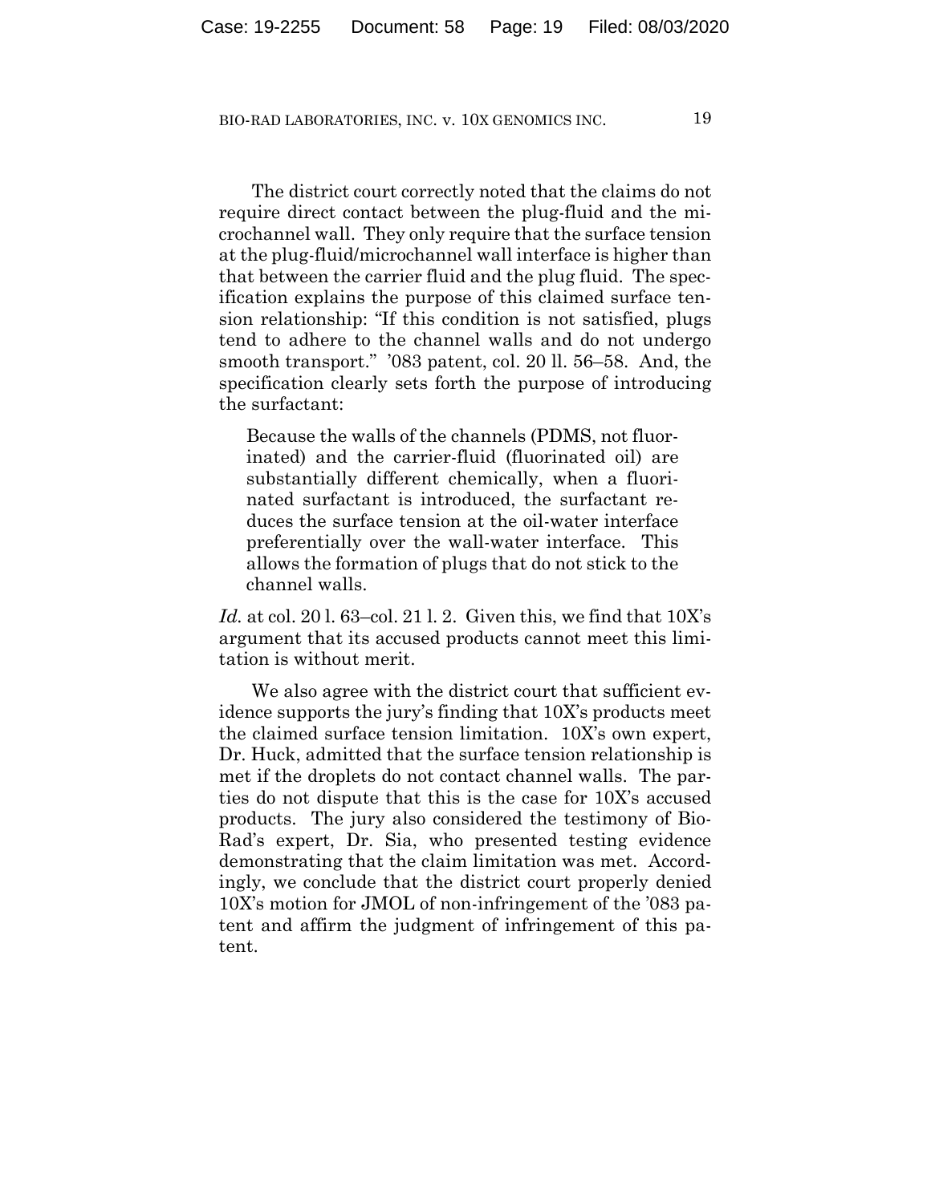The district court correctly noted that the claims do not require direct contact between the plug-fluid and the microchannel wall. They only require that the surface tension at the plug-fluid/microchannel wall interface is higher than that between the carrier fluid and the plug fluid. The specification explains the purpose of this claimed surface tension relationship: "If this condition is not satisfied, plugs tend to adhere to the channel walls and do not undergo smooth transport." '083 patent, col. 20 ll. 56–58. And, the specification clearly sets forth the purpose of introducing the surfactant:

> Because the walls of the channels (PDMS, not fluorinated) and the carrier-fluid (fluorinated oil) are substantially different chemically, when a fluorinated surfactant is introduced, the surfactant reduces the surface tension at the oil-water interface preferentially over the wall-water interface. This allows the formation of plugs that do not stick to the channel walls.

*Id.* at col. 20 l. 63–col. 21 l. 2. Given this, we find that 10X's argument that its accused products cannot meet this limitation is without merit.

We also agree with the district court that sufficient evidence supports the jury's finding that 10X's products meet the claimed surface tension limitation. 10X's own expert, Dr. Huck, admitted that the surface tension relationship is met if the droplets do not contact channel walls. The parties do not dispute that this is the case for 10X's accused products. The jury also considered the testimony of Bio-Rad's expert, Dr. Sia, who presented testing evidence demonstrating that the claim limitation was met. Accordingly, we conclude that the district court properly denied 10X's motion for JMOL of non-infringement of the '083 patent and affirm the judgment of infringement of this patent.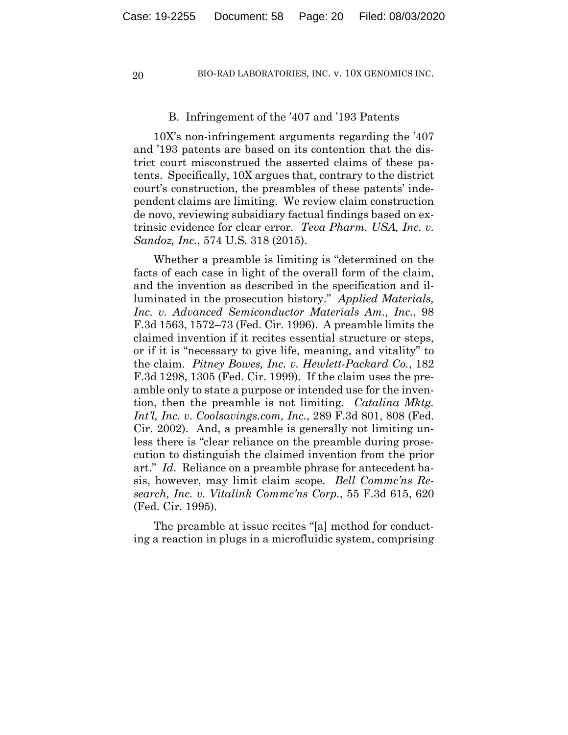### B. Infringement of the '407 and '193 Patents

10X's non-infringement arguments regarding the '407 and '193 patents are based on its contention that the district court misconstrued the asserted claims of these patents. Specifically, 10X argues that, contrary to the district court's construction, the preambles of these patents' independent claims are limiting. We review claim construction de novo, reviewing subsidiary factual findings based on extrinsic evidence for clear error. *Teva Pharm. USA, Inc. v. Sandoz, Inc.*, 574 U.S. 318 (2015).

Whether a preamble is limiting is "determined on the facts of each case in light of the overall form of the claim, and the invention as described in the specification and illuminated in the prosecution history." *Applied Materials, Inc. v. Advanced Semiconductor Materials Am., Inc.*, 98 F.3d 1563, 1572–73 (Fed. Cir. 1996). A preamble limits the claimed invention if it recites essential structure or steps, or if it is "necessary to give life, meaning, and vitality" to the claim. *Pitney Bowes, Inc. v. Hewlett-Packard Co.*, 182 F.3d 1298, 1305 (Fed. Cir. 1999). If the claim uses the preamble only to state a purpose or intended use for the invention, then the preamble is not limiting. *Catalina Mktg. Int'l, Inc. v. Coolsavings.com, Inc.*, 289 F.3d 801, 808 (Fed. Cir. 2002). And, a preamble is generally not limiting unless there is "clear reliance on the preamble during prosecution to distinguish the claimed invention from the prior art." *Id*. Reliance on a preamble phrase for antecedent basis, however, may limit claim scope. *Bell Commc'ns Research, Inc. v. Vitalink Commc'ns Corp.*, 55 F.3d 615, 620 (Fed. Cir. 1995).

The preamble at issue recites "[a] method for conducting a reaction in plugs in a microfluidic system, comprising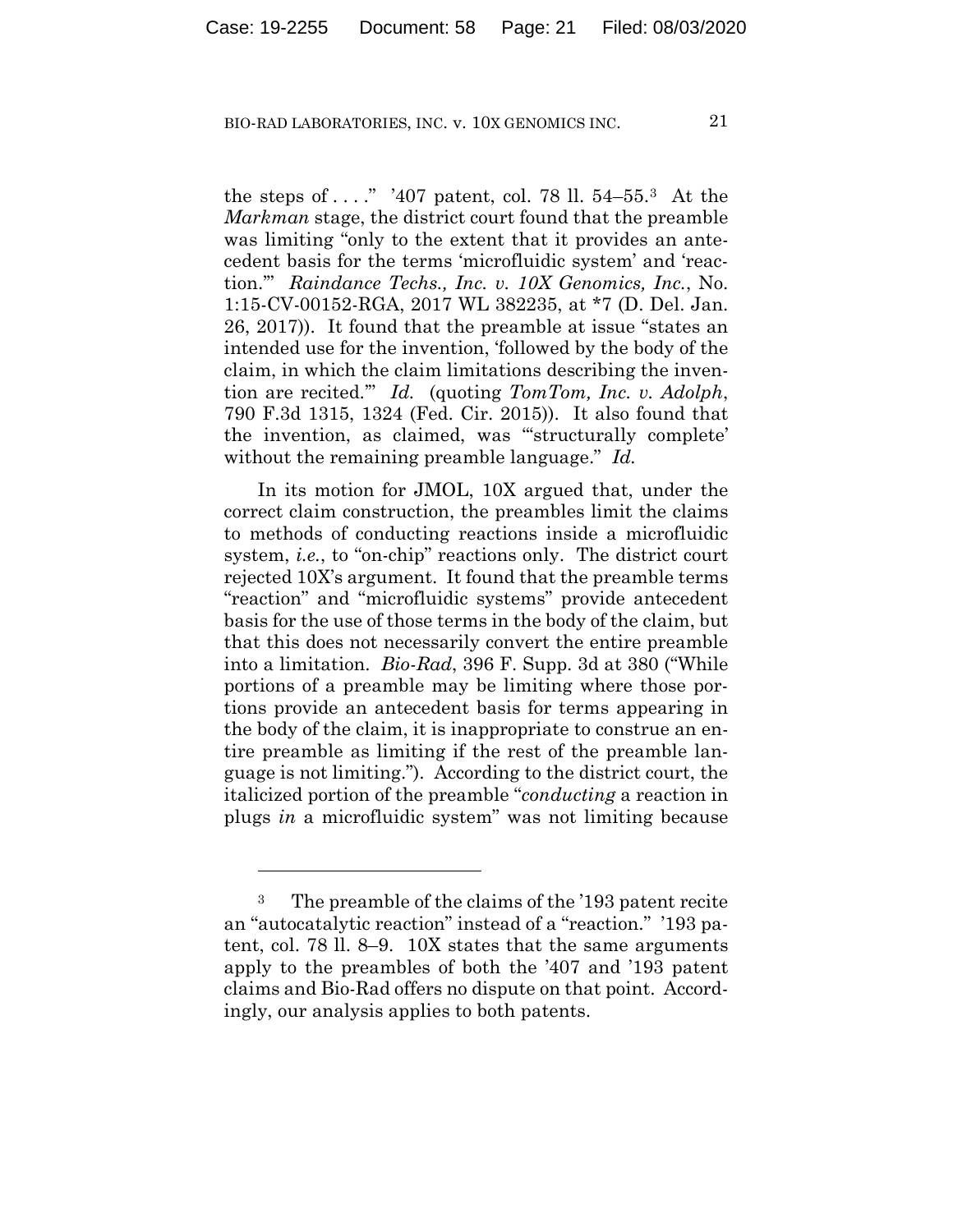the steps of . . . ." '407 patent, col. 78 ll. 54–55.[3] At the *Markman* stage, the district court found that the preamble was limiting "only to the extent that it provides an antecedent basis for the terms 'microfluidic system' and 'reaction.'" *Raindance Techs., Inc. v. 10X Genomics, Inc.*, No. 1:15-CV-00152-RGA, 2017 WL 382235, at *7 (D. Del. Jan. 26, 2017)). It found that the preamble at issue "states an intended use for the invention, 'followed by the body of the claim, in which the claim limitations describing the invention are recited.'" *Id.* (quoting *TomTom, Inc. v. Adolph*, 790 F.3d 1315, 1324 (Fed. Cir. 2015)). It also found that the invention, as claimed, was "'structurally complete' without the remaining preamble language." *Id.*

In its motion for JMOL, 10X argued that, under the correct claim construction, the preambles limit the claims to methods of conducting reactions inside a microfluidic system, *i.e.*, to "on-chip" reactions only. The district court rejected 10X's argument. It found that the preamble terms "reaction" and "microfluidic systems" provide antecedent basis for the use of those terms in the body of the claim, but that this does not necessarily convert the entire preamble into a limitation. *Bio-Rad*, 396 F. Supp. 3d at 380 ("While portions of a preamble may be limiting where those portions provide an antecedent basis for terms appearing in the body of the claim, it is inappropriate to construe an entire preamble as limiting if the rest of the preamble language is not limiting."). According to the district court, the italicized portion of the preamble "*conducting* a reaction in plugs *in* a microfluidic system" was not limiting because

[3] The preamble of the claims of the '193 patent recite an "autocatalytic reaction" instead of a "reaction." '193 patent, col. 78 ll. 8–9. 10X states that the same arguments apply to the preambles of both the '407 and '193 patent claims and Bio-Rad offers no dispute on that point. Accordingly, our analysis applies to both patents.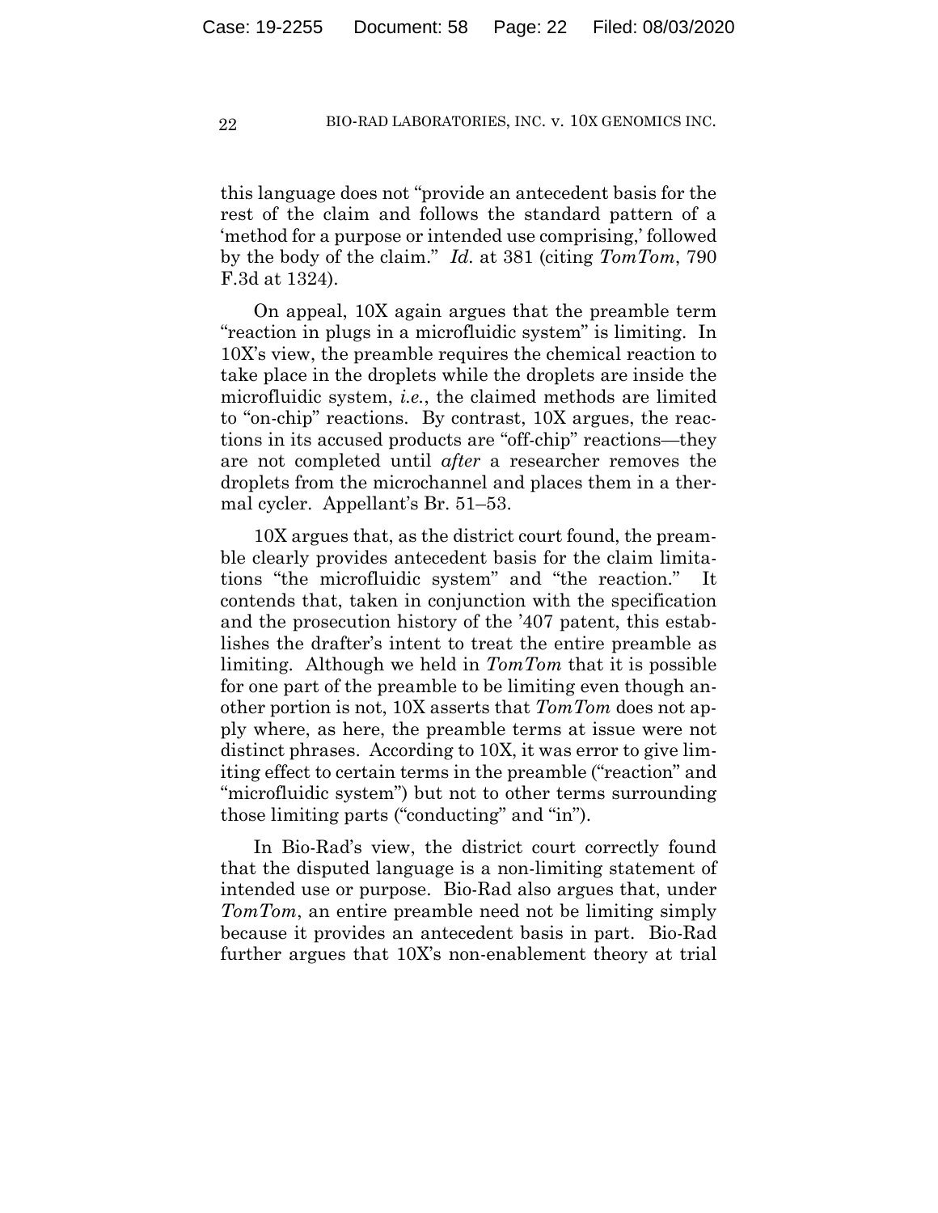this language does not "provide an antecedent basis for the rest of the claim and follows the standard pattern of a 'method for a purpose or intended use comprising,' followed by the body of the claim." *Id.* at 381 (citing *TomTom*, 790 F.3d at 1324).

On appeal, 10X again argues that the preamble term "reaction in plugs in a microfluidic system" is limiting. In 10X's view, the preamble requires the chemical reaction to take place in the droplets while the droplets are inside the microfluidic system, *i.e.*, the claimed methods are limited to "on-chip" reactions. By contrast, 10X argues, the reactions in its accused products are "off-chip" reactions—they are not completed until *after* a researcher removes the droplets from the microchannel and places them in a thermal cycler. Appellant's Br. 51–53.

10X argues that, as the district court found, the preamble clearly provides antecedent basis for the claim limitations "the microfluidic system" and "the reaction." It contends that, taken in conjunction with the specification and the prosecution history of the '407 patent, this establishes the drafter's intent to treat the entire preamble as limiting. Although we held in *TomTom* that it is possible for one part of the preamble to be limiting even though another portion is not, 10X asserts that *TomTom* does not apply where, as here, the preamble terms at issue were not distinct phrases. According to 10X, it was error to give limiting effect to certain terms in the preamble ("reaction" and "microfluidic system") but not to other terms surrounding those limiting parts ("conducting" and "in").

In Bio-Rad's view, the district court correctly found that the disputed language is a non-limiting statement of intended use or purpose. Bio-Rad also argues that, under *TomTom*, an entire preamble need not be limiting simply because it provides an antecedent basis in part. Bio-Rad further argues that 10X's non-enablement theory at trial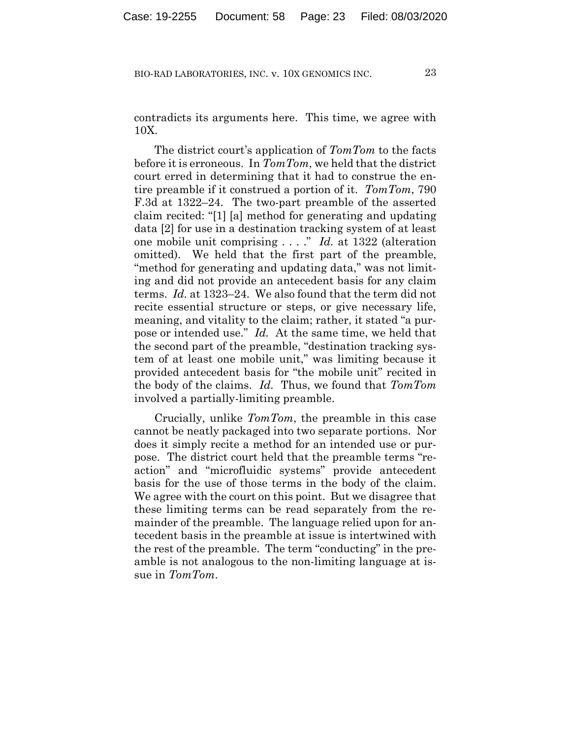contradicts its arguments here. This time, we agree with 10X.

The district court's application of *TomTom* to the facts before it is erroneous. In *TomTom*, we held that the district court erred in determining that it had to construe the entire preamble if it construed a portion of it. *TomTom*, 790 F.3d at 1322–24. The two-part preamble of the asserted claim recited: "[1] [a] method for generating and updating data [2] for use in a destination tracking system of at least one mobile unit comprising . . . ." *Id.* at 1322 (alteration omitted). We held that the first part of the preamble, "method for generating and updating data," was not limiting and did not provide an antecedent basis for any claim terms. *Id.* at 1323–24. We also found that the term did not recite essential structure or steps, or give necessary life, meaning, and vitality to the claim; rather, it stated "a purpose or intended use." *Id.* At the same time, we held that the second part of the preamble, "destination tracking system of at least one mobile unit," was limiting because it provided antecedent basis for "the mobile unit" recited in the body of the claims. *Id.* Thus, we found that *TomTom* involved a partially-limiting preamble.

Crucially, unlike *TomTom*, the preamble in this case cannot be neatly packaged into two separate portions. Nor does it simply recite a method for an intended use or purpose. The district court held that the preamble terms "reaction" and "microfluidic systems" provide antecedent basis for the use of those terms in the body of the claim. We agree with the court on this point. But we disagree that these limiting terms can be read separately from the remainder of the preamble. The language relied upon for antecedent basis in the preamble at issue is intertwined with the rest of the preamble. The term "conducting" in the preamble is not analogous to the non-limiting language at issue in *TomTom*.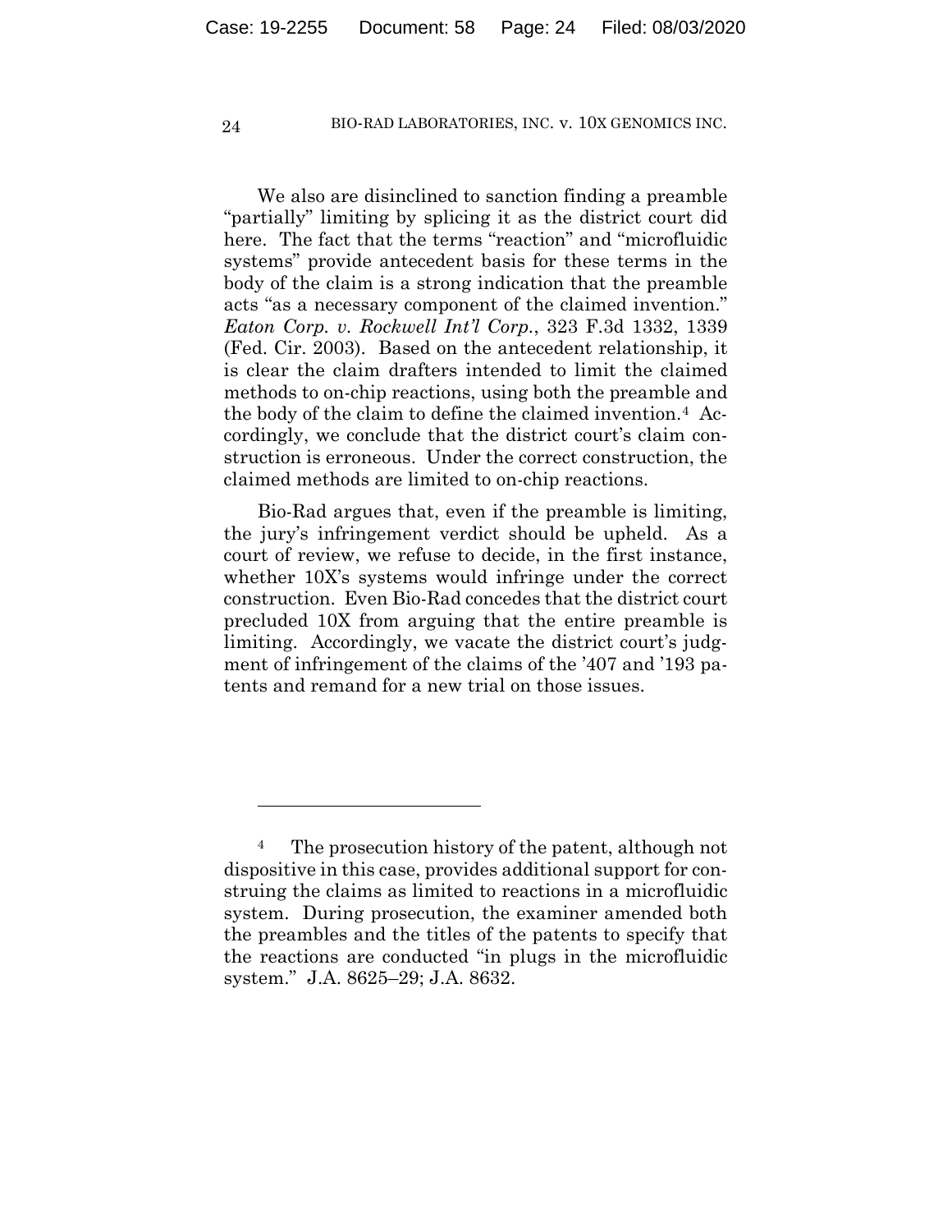We also are disinclined to sanction finding a preamble "partially" limiting by splicing it as the district court did here. The fact that the terms "reaction" and "microfluidic systems" provide antecedent basis for these terms in the body of the claim is a strong indication that the preamble acts "as a necessary component of the claimed invention." *Eaton Corp. v. Rockwell Int'l Corp.*, 323 F.3d 1332, 1339 (Fed. Cir. 2003). Based on the antecedent relationship, it is clear the claim drafters intended to limit the claimed methods to on-chip reactions, using both the preamble and the body of the claim to define the claimed invention.[4] Accordingly, we conclude that the district court's claim construction is erroneous. Under the correct construction, the claimed methods are limited to on-chip reactions.

Bio-Rad argues that, even if the preamble is limiting, the jury's infringement verdict should be upheld. As a court of review, we refuse to decide, in the first instance, whether 10X's systems would infringe under the correct construction. Even Bio-Rad concedes that the district court precluded 10X from arguing that the entire preamble is limiting. Accordingly, we vacate the district court's judgment of infringement of the claims of the '407 and '193 patents and remand for a new trial on those issues.

---

[4] The prosecution history of the patent, although not dispositive in this case, provides additional support for construing the claims as limited to reactions in a microfluidic system. During prosecution, the examiner amended both the preambles and the titles of the patents to specify that the reactions are conducted "in plugs in the microfluidic system." J.A. 8625–29; J.A. 8632.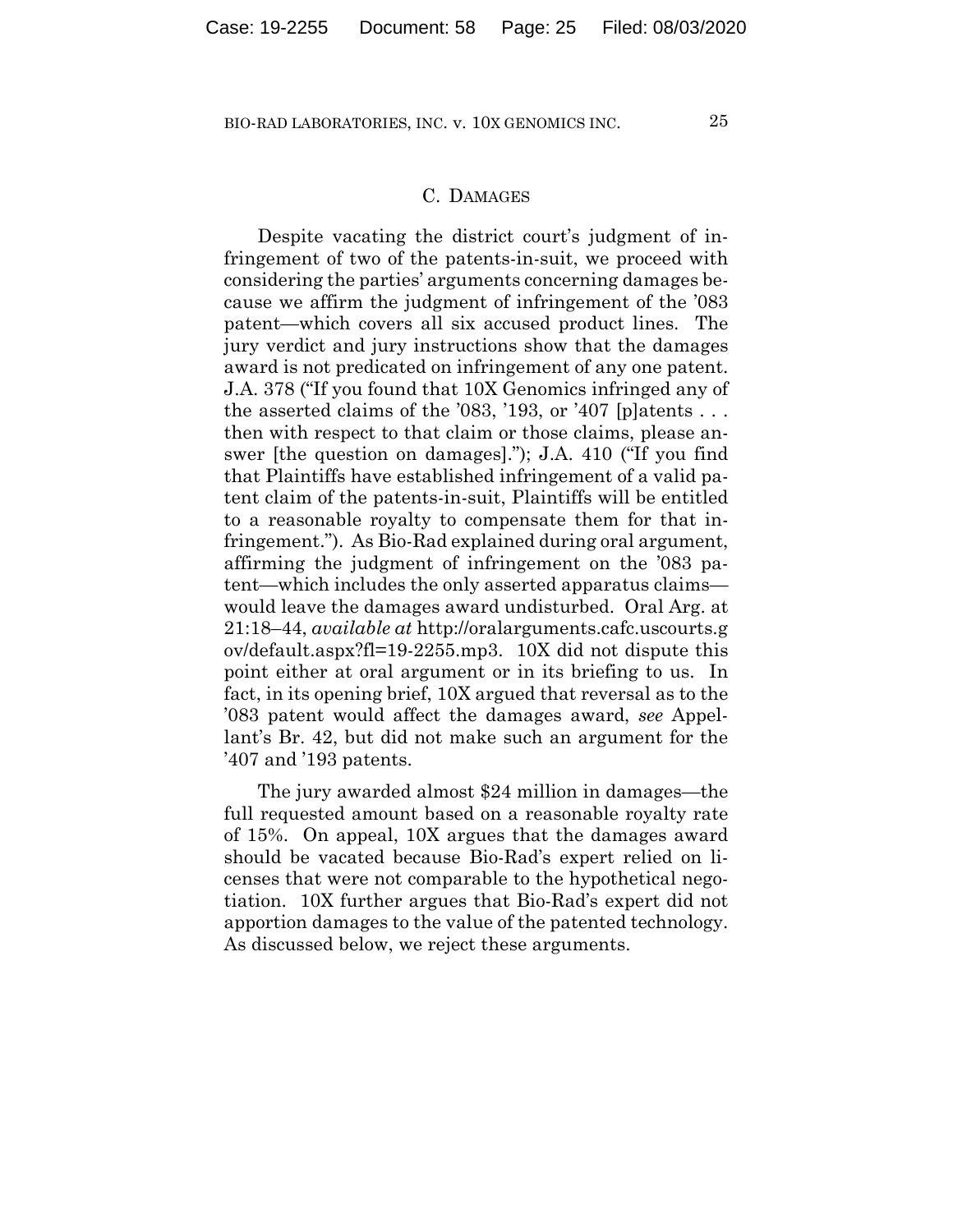## C. DAMAGES

Despite vacating the district court's judgment of infringement of two of the patents-in-suit, we proceed with considering the parties' arguments concerning damages because we affirm the judgment of infringement of the '083 patent—which covers all six accused product lines. The jury verdict and jury instructions show that the damages award is not predicated on infringement of any one patent. J.A. 378 ("If you found that 10X Genomics infringed any of the asserted claims of the '083, '193, or '407 [p]atents . . . then with respect to that claim or those claims, please answer [the question on damages]."); J.A. 410 ("If you find that Plaintiffs have established infringement of a valid patent claim of the patents-in-suit, Plaintiffs will be entitled to a reasonable royalty to compensate them for that infringement."). As Bio-Rad explained during oral argument, affirming the judgment of infringement on the '083 patent—which includes the only asserted apparatus claims—would leave the damages award undisturbed. Oral Arg. at 21:18–44, *available at* http://oralarguments.cafc.uscourts.gov/default.aspx?fl=19-2255.mp3. 10X did not dispute this point either at oral argument or in its briefing to us. In fact, in its opening brief, 10X argued that reversal as to the '083 patent would affect the damages award, *see* Appellant's Br. 42, but did not make such an argument for the '407 and '193 patents.

The jury awarded almost $24 million in damages—the full requested amount based on a reasonable royalty rate of 15%. On appeal, 10X argues that the damages award should be vacated because Bio-Rad's expert relied on licenses that were not comparable to the hypothetical negotiation. 10X further argues that Bio-Rad's expert did not apportion damages to the value of the patented technology. As discussed below, we reject these arguments.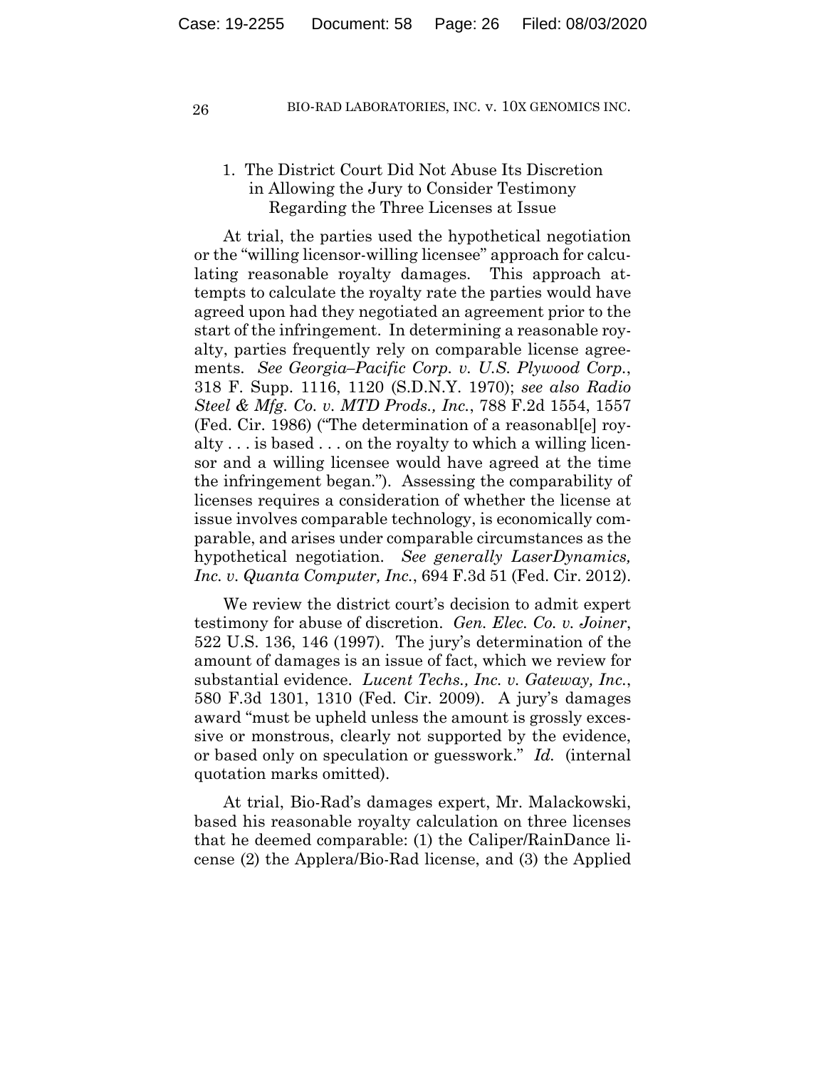### 1. The District Court Did Not Abuse Its Discretion in Allowing the Jury to Consider Testimony Regarding the Three Licenses at Issue

At trial, the parties used the hypothetical negotiation or the "willing licensor-willing licensee" approach for calculating reasonable royalty damages. This approach attempts to calculate the royalty rate the parties would have agreed upon had they negotiated an agreement prior to the start of the infringement. In determining a reasonable royalty, parties frequently rely on comparable license agreements. *See Georgia–Pacific Corp. v. U.S. Plywood Corp.*, 318 F. Supp. 1116, 1120 (S.D.N.Y. 1970); *see also Radio Steel & Mfg. Co. v. MTD Prods., Inc.*, 788 F.2d 1554, 1557 (Fed. Cir. 1986) ("The determination of a reasonabl[e] royalty . . . is based . . . on the royalty to which a willing licensor and a willing licensee would have agreed at the time the infringement began."). Assessing the comparability of licenses requires a consideration of whether the license at issue involves comparable technology, is economically comparable, and arises under comparable circumstances as the hypothetical negotiation. *See generally LaserDynamics, Inc. v. Quanta Computer, Inc.*, 694 F.3d 51 (Fed. Cir. 2012).

We review the district court's decision to admit expert testimony for abuse of discretion. *Gen. Elec. Co. v. Joiner*, 522 U.S. 136, 146 (1997). The jury's determination of the amount of damages is an issue of fact, which we review for substantial evidence. *Lucent Techs., Inc. v. Gateway, Inc.*, 580 F.3d 1301, 1310 (Fed. Cir. 2009). A jury's damages award "must be upheld unless the amount is grossly excessive or monstrous, clearly not supported by the evidence, or based only on speculation or guesswork." *Id.* (internal quotation marks omitted).

At trial, Bio-Rad's damages expert, Mr. Malackowski, based his reasonable royalty calculation on three licenses that he deemed comparable: (1) the Caliper/RainDance license (2) the Applera/Bio-Rad license, and (3) the Applied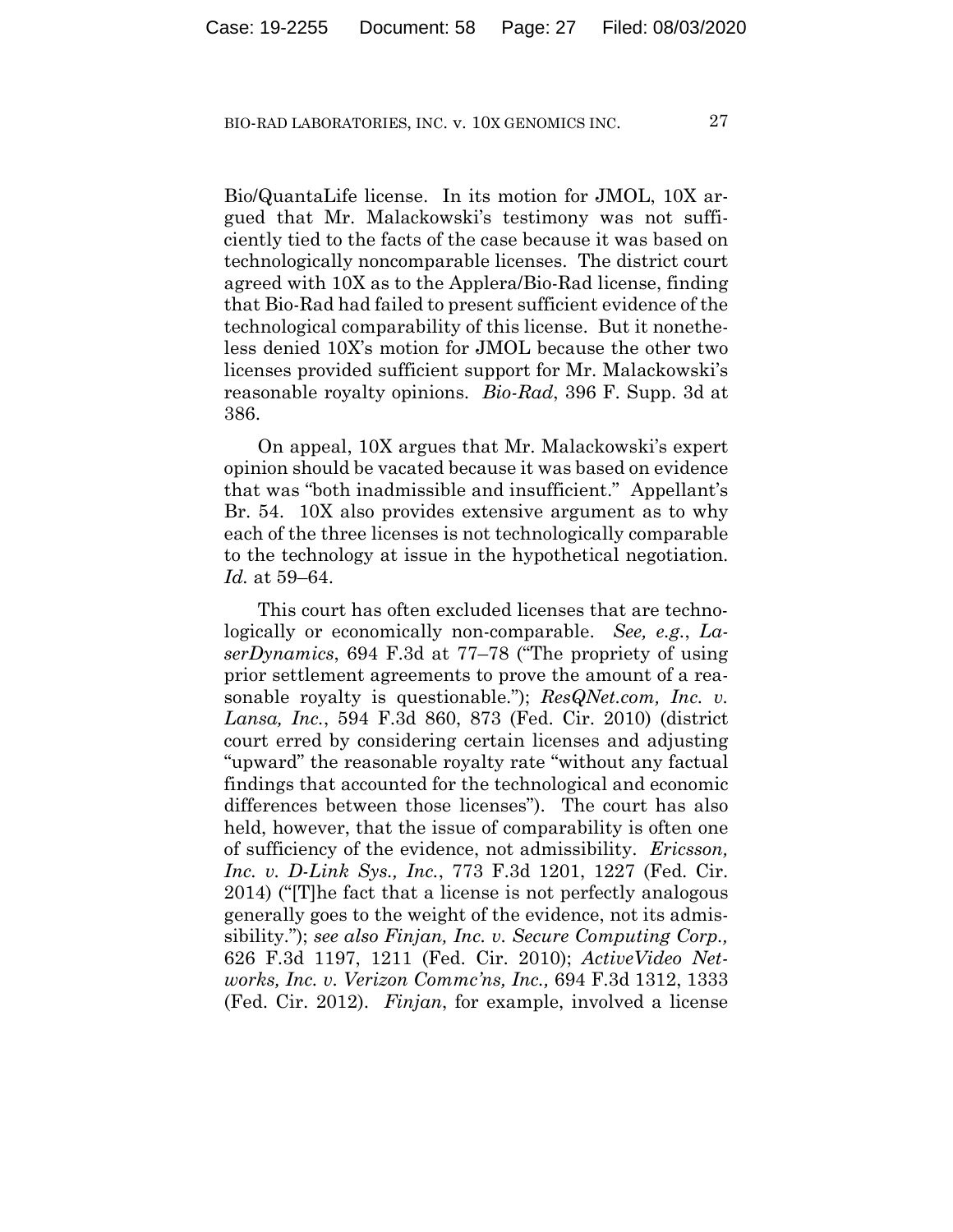Bio/QuantaLife license. In its motion for JMOL, 10X argued that Mr. Malackowski's testimony was not sufficiently tied to the facts of the case because it was based on technologically noncomparable licenses. The district court agreed with 10X as to the Applera/Bio-Rad license, finding that Bio-Rad had failed to present sufficient evidence of the technological comparability of this license. But it nonetheless denied 10X's motion for JMOL because the other two licenses provided sufficient support for Mr. Malackowski's reasonable royalty opinions. *Bio-Rad*, 396 F. Supp. 3d at 386.

On appeal, 10X argues that Mr. Malackowski's expert opinion should be vacated because it was based on evidence that was "both inadmissible and insufficient." Appellant's Br. 54. 10X also provides extensive argument as to why each of the three licenses is not technologically comparable to the technology at issue in the hypothetical negotiation. *Id.* at 59–64.

This court has often excluded licenses that are technologically or economically non-comparable. *See, e.g.*, *LaserDynamics*, 694 F.3d at 77–78 ("The propriety of using prior settlement agreements to prove the amount of a reasonable royalty is questionable."); *ResQNet.com, Inc. v. Lansa, Inc.*, 594 F.3d 860, 873 (Fed. Cir. 2010) (district court erred by considering certain licenses and adjusting "upward" the reasonable royalty rate "without any factual findings that accounted for the technological and economic differences between those licenses"). The court has also held, however, that the issue of comparability is often one of sufficiency of the evidence, not admissibility. *Ericsson, Inc. v. D-Link Sys., Inc.*, 773 F.3d 1201, 1227 (Fed. Cir. 2014) ("[T]he fact that a license is not perfectly analogous generally goes to the weight of the evidence, not its admissibility."); *see also Finjan, Inc. v. Secure Computing Corp.,* 626 F.3d 1197, 1211 (Fed. Cir. 2010); *ActiveVideo Networks, Inc. v. Verizon Commc'ns, Inc.,* 694 F.3d 1312, 1333 (Fed. Cir. 2012). *Finjan*, for example, involved a license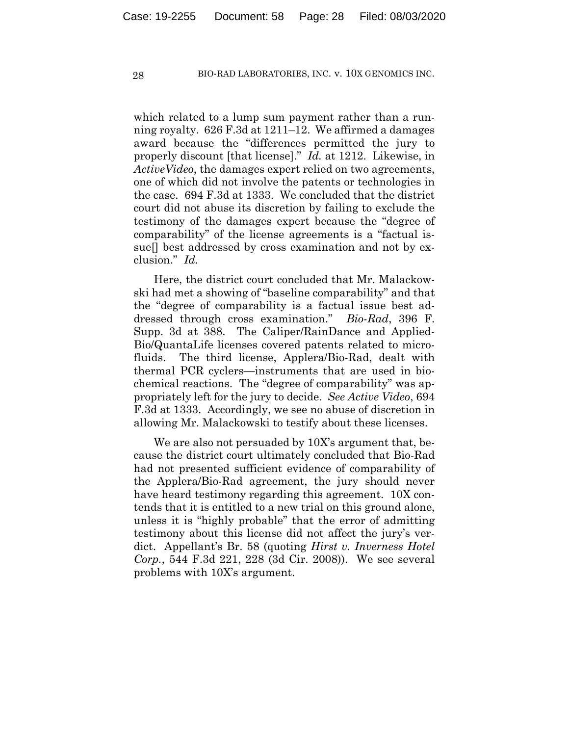which related to a lump sum payment rather than a running royalty. 626 F.3d at 1211–12. We affirmed a damages award because the "differences permitted the jury to properly discount [that license]." *Id.* at 1212. Likewise, in *ActiveVideo*, the damages expert relied on two agreements, one of which did not involve the patents or technologies in the case. 694 F.3d at 1333. We concluded that the district court did not abuse its discretion by failing to exclude the testimony of the damages expert because the "degree of comparability" of the license agreements is a "factual issue[] best addressed by cross examination and not by exclusion." *Id.*

Here, the district court concluded that Mr. Malackowski had met a showing of "baseline comparability" and that the "degree of comparability is a factual issue best addressed through cross examination." *Bio-Rad*, 396 F. Supp. 3d at 388. The Caliper/RainDance and Applied-Bio/QuantaLife licenses covered patents related to microfluids. The third license, Applera/Bio-Rad, dealt with thermal PCR cyclers—instruments that are used in biochemical reactions. The "degree of comparability" was appropriately left for the jury to decide. *See Active Video*, 694 F.3d at 1333. Accordingly, we see no abuse of discretion in allowing Mr. Malackowski to testify about these licenses.

We are also not persuaded by 10X's argument that, because the district court ultimately concluded that Bio-Rad had not presented sufficient evidence of comparability of the Applera/Bio-Rad agreement, the jury should never have heard testimony regarding this agreement. 10X contends that it is entitled to a new trial on this ground alone, unless it is "highly probable" that the error of admitting testimony about this license did not affect the jury's verdict. Appellant's Br. 58 (quoting *Hirst v. Inverness Hotel Corp.*, 544 F.3d 221, 228 (3d Cir. 2008)). We see several problems with 10X's argument.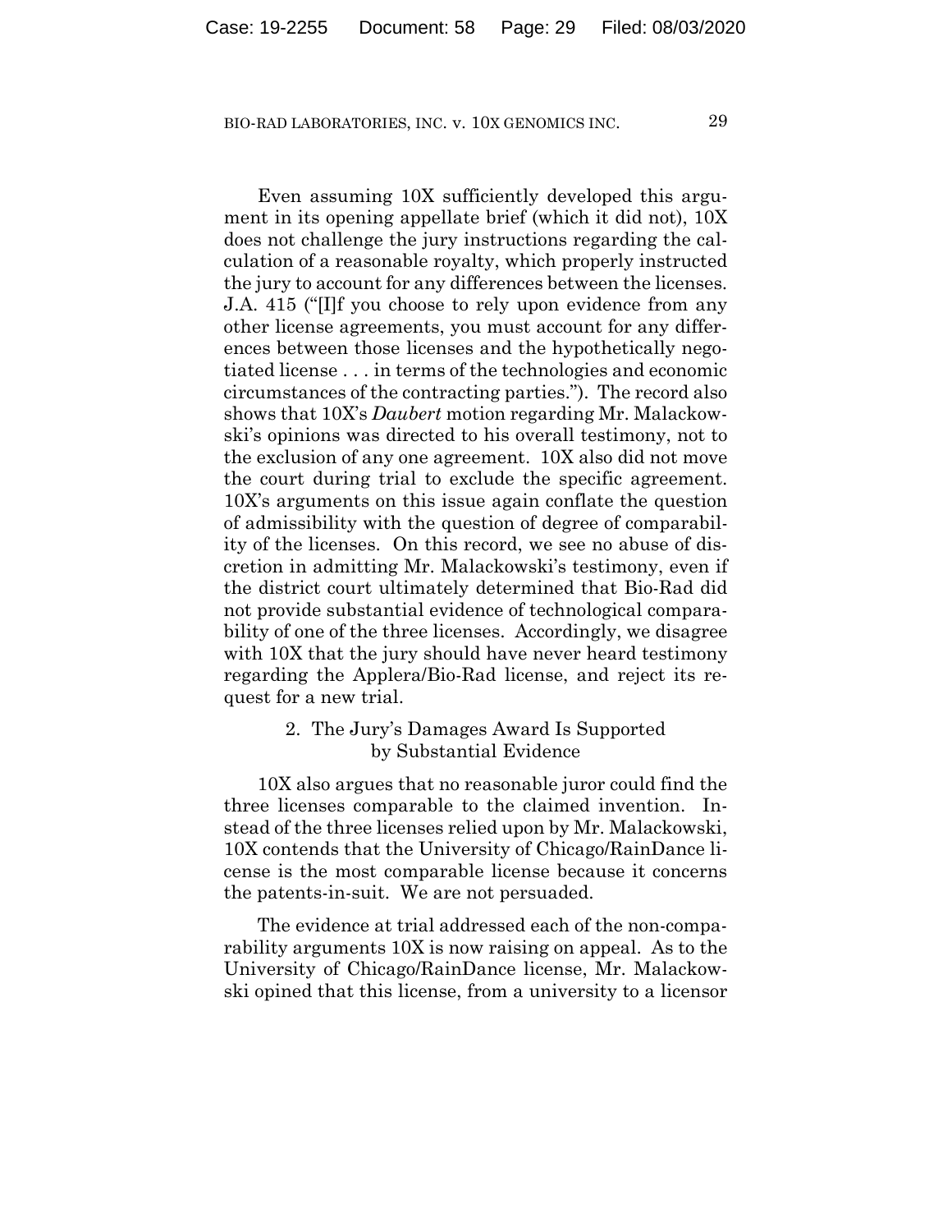Even assuming 10X sufficiently developed this argument in its opening appellate brief (which it did not), 10X does not challenge the jury instructions regarding the calculation of a reasonable royalty, which properly instructed the jury to account for any differences between the licenses. J.A. 415 ("[I]f you choose to rely upon evidence from any other license agreements, you must account for any differences between those licenses and the hypothetically negotiated license . . . in terms of the technologies and economic circumstances of the contracting parties."). The record also shows that 10X's *Daubert* motion regarding Mr. Malackowski's opinions was directed to his overall testimony, not to the exclusion of any one agreement. 10X also did not move the court during trial to exclude the specific agreement. 10X's arguments on this issue again conflate the question of admissibility with the question of degree of comparability of the licenses. On this record, we see no abuse of discretion in admitting Mr. Malackowski's testimony, even if the district court ultimately determined that Bio-Rad did not provide substantial evidence of technological comparability of one of the three licenses. Accordingly, we disagree with 10X that the jury should have never heard testimony regarding the Applera/Bio-Rad license, and reject its request for a new trial.

### 2. The Jury's Damages Award Is Supported by Substantial Evidence

10X also argues that no reasonable juror could find the three licenses comparable to the claimed invention. Instead of the three licenses relied upon by Mr. Malackowski, 10X contends that the University of Chicago/RainDance license is the most comparable license because it concerns the patents-in-suit. We are not persuaded.

The evidence at trial addressed each of the non-comparability arguments 10X is now raising on appeal. As to the University of Chicago/RainDance license, Mr. Malackowski opined that this license, from a university to a licensor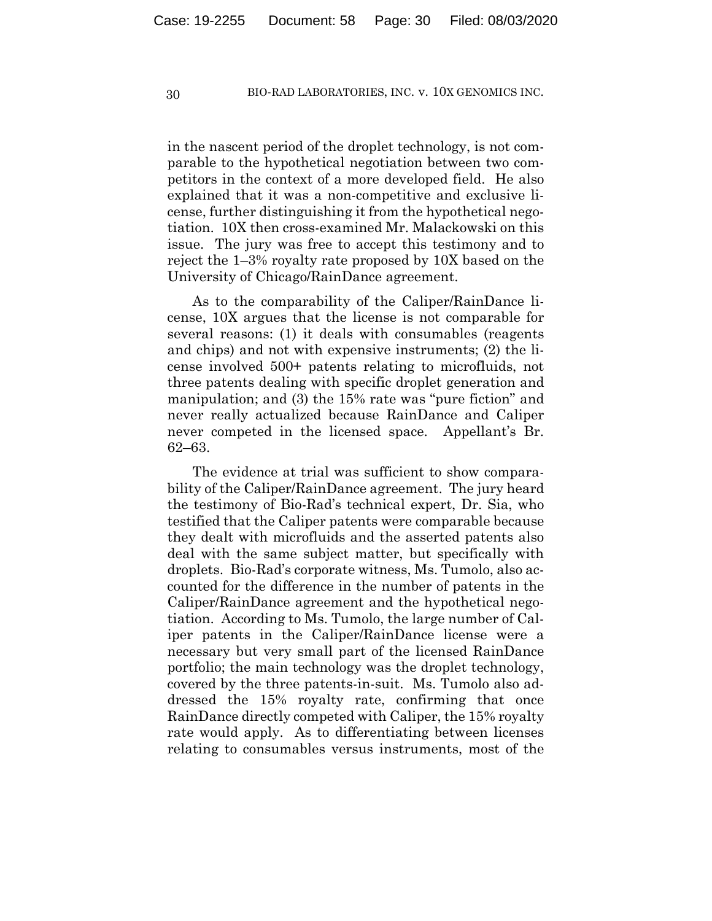in the nascent period of the droplet technology, is not comparable to the hypothetical negotiation between two competitors in the context of a more developed field. He also explained that it was a non-competitive and exclusive license, further distinguishing it from the hypothetical negotiation. 10X then cross-examined Mr. Malackowski on this issue. The jury was free to accept this testimony and to reject the 1–3% royalty rate proposed by 10X based on the University of Chicago/RainDance agreement.

As to the comparability of the Caliper/RainDance license, 10X argues that the license is not comparable for several reasons: (1) it deals with consumables (reagents and chips) and not with expensive instruments; (2) the license involved 500+ patents relating to microfluids, not three patents dealing with specific droplet generation and manipulation; and (3) the 15% rate was "pure fiction" and never really actualized because RainDance and Caliper never competed in the licensed space. Appellant's Br. 62–63.

The evidence at trial was sufficient to show comparability of the Caliper/RainDance agreement. The jury heard the testimony of Bio-Rad's technical expert, Dr. Sia, who testified that the Caliper patents were comparable because they dealt with microfluids and the asserted patents also deal with the same subject matter, but specifically with droplets. Bio-Rad's corporate witness, Ms. Tumolo, also accounted for the difference in the number of patents in the Caliper/RainDance agreement and the hypothetical negotiation. According to Ms. Tumolo, the large number of Caliper patents in the Caliper/RainDance license were a necessary but very small part of the licensed RainDance portfolio; the main technology was the droplet technology, covered by the three patents-in-suit. Ms. Tumolo also addressed the 15% royalty rate, confirming that once RainDance directly competed with Caliper, the 15% royalty rate would apply. As to differentiating between licenses relating to consumables versus instruments, most of the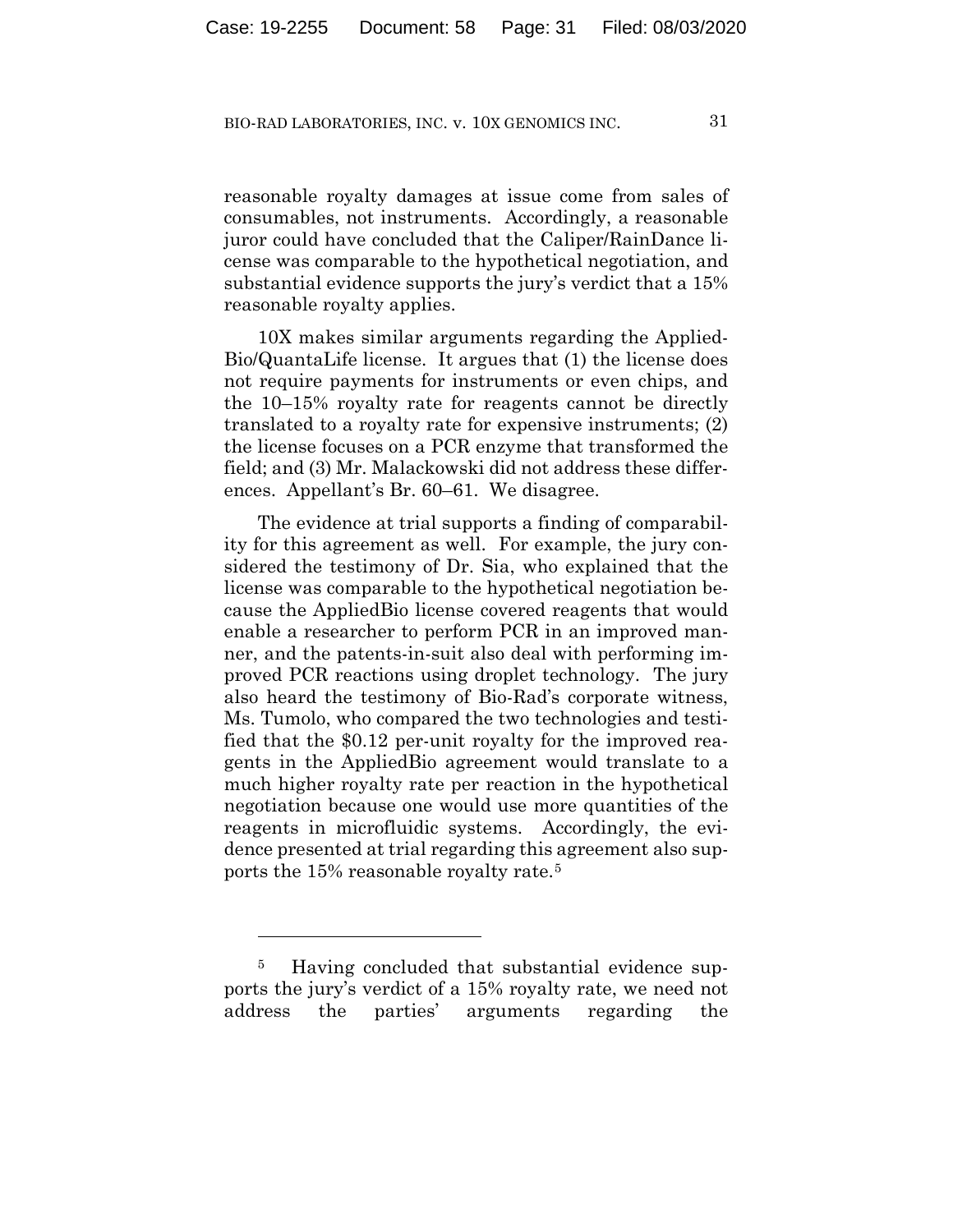reasonable royalty damages at issue come from sales of consumables, not instruments. Accordingly, a reasonable juror could have concluded that the Caliper/RainDance license was comparable to the hypothetical negotiation, and substantial evidence supports the jury's verdict that a 15% reasonable royalty applies.

10X makes similar arguments regarding the Applied-Bio/QuantaLife license. It argues that (1) the license does not require payments for instruments or even chips, and the 10–15% royalty rate for reagents cannot be directly translated to a royalty rate for expensive instruments; (2) the license focuses on a PCR enzyme that transformed the field; and (3) Mr. Malackowski did not address these differences. Appellant's Br. 60–61. We disagree.

The evidence at trial supports a finding of comparability for this agreement as well. For example, the jury considered the testimony of Dr. Sia, who explained that the license was comparable to the hypothetical negotiation because the AppliedBio license covered reagents that would enable a researcher to perform PCR in an improved manner, and the patents-in-suit also deal with performing improved PCR reactions using droplet technology. The jury also heard the testimony of Bio-Rad's corporate witness, Ms. Tumolo, who compared the two technologies and testified that the \$0.12 per-unit royalty for the improved reagents in the AppliedBio agreement would translate to a much higher royalty rate per reaction in the hypothetical negotiation because one would use more quantities of the reagents in microfluidic systems. Accordingly, the evidence presented at trial regarding this agreement also supports the 15% reasonable royalty rate.[5]

---

[5] Having concluded that substantial evidence supports the jury's verdict of a 15% royalty rate, we need not address the parties' arguments regarding the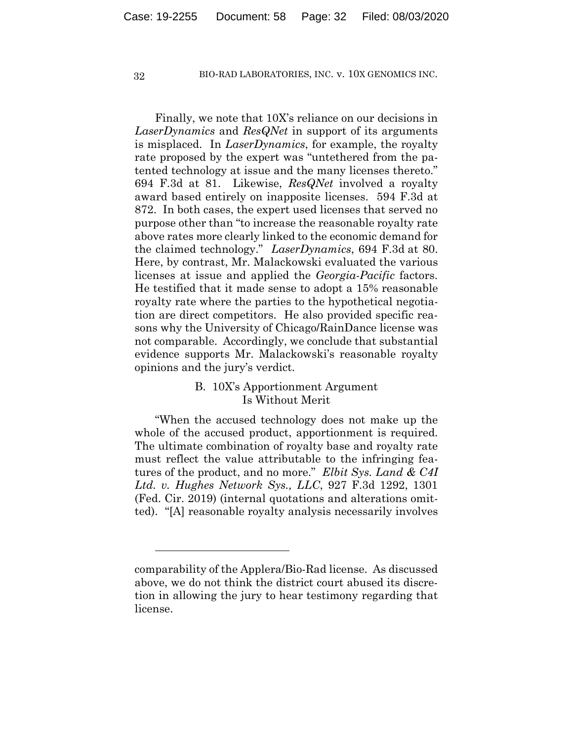Finally, we note that 10X's reliance on our decisions in *LaserDynamics* and *ResQNet* in support of its arguments is misplaced. In *LaserDynamics*, for example, the royalty rate proposed by the expert was "untethered from the patented technology at issue and the many licenses thereto." 694 F.3d at 81. Likewise, *ResQNet* involved a royalty award based entirely on inapposite licenses. 594 F.3d at 872. In both cases, the expert used licenses that served no purpose other than "to increase the reasonable royalty rate above rates more clearly linked to the economic demand for the claimed technology." *LaserDynamics*, 694 F.3d at 80. Here, by contrast, Mr. Malackowski evaluated the various licenses at issue and applied the *Georgia-Pacific* factors. He testified that it made sense to adopt a 15% reasonable royalty rate where the parties to the hypothetical negotiation are direct competitors. He also provided specific reasons why the University of Chicago/RainDance license was not comparable. Accordingly, we conclude that substantial evidence supports Mr. Malackowski's reasonable royalty opinions and the jury's verdict.

### B. 10X's Apportionment Argument Is Without Merit

"When the accused technology does not make up the whole of the accused product, apportionment is required. The ultimate combination of royalty base and royalty rate must reflect the value attributable to the infringing features of the product, and no more." *Elbit Sys. Land & C4I Ltd. v. Hughes Network Sys., LLC*, 927 F.3d 1292, 1301 (Fed. Cir. 2019) (internal quotations and alterations omitted). "[A] reasonable royalty analysis necessarily involves

---

comparability of the Applera/Bio-Rad license. As discussed above, we do not think the district court abused its discretion in allowing the jury to hear testimony regarding that license.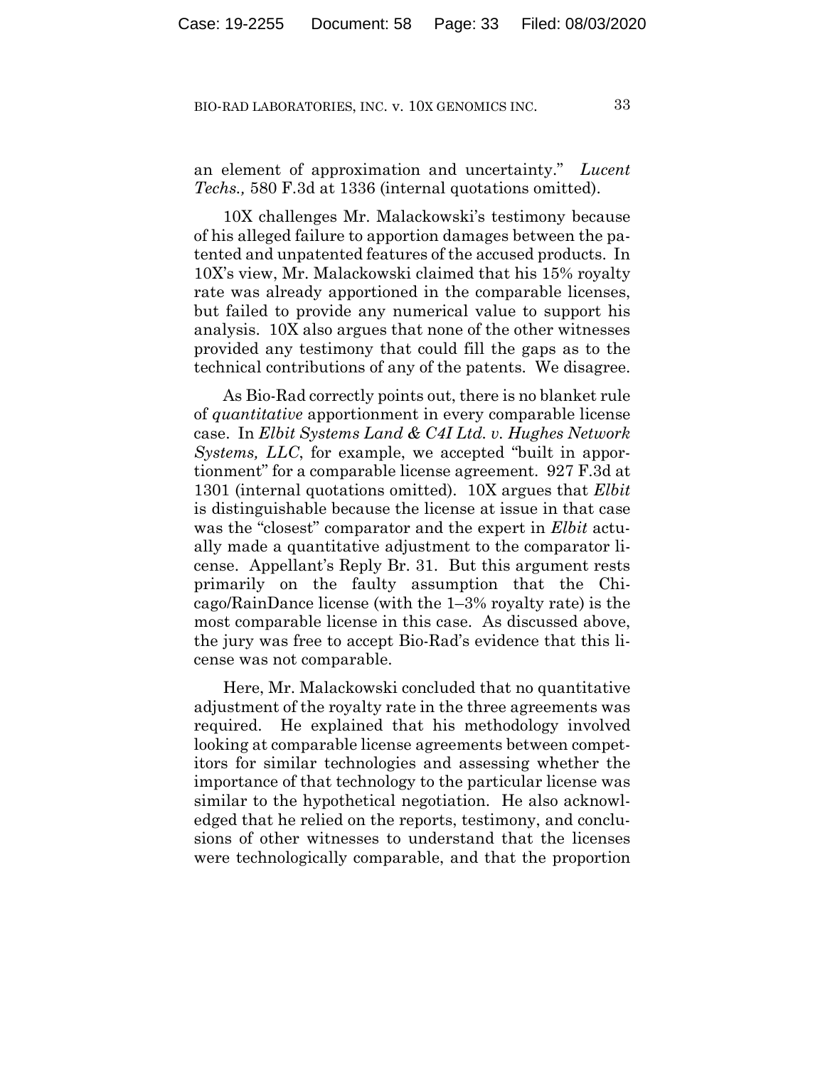an element of approximation and uncertainty." *Lucent Techs.,* 580 F.3d at 1336 (internal quotations omitted).

10X challenges Mr. Malackowski's testimony because of his alleged failure to apportion damages between the patented and unpatented features of the accused products. In 10X's view, Mr. Malackowski claimed that his 15% royalty rate was already apportioned in the comparable licenses, but failed to provide any numerical value to support his analysis. 10X also argues that none of the other witnesses provided any testimony that could fill the gaps as to the technical contributions of any of the patents. We disagree.

As Bio-Rad correctly points out, there is no blanket rule of *quantitative* apportionment in every comparable license case. In *Elbit Systems Land & C4I Ltd. v. Hughes Network Systems, LLC*, for example, we accepted "built in apportionment" for a comparable license agreement. 927 F.3d at 1301 (internal quotations omitted). 10X argues that *Elbit* is distinguishable because the license at issue in that case was the "closest" comparator and the expert in *Elbit* actually made a quantitative adjustment to the comparator license. Appellant's Reply Br. 31. But this argument rests primarily on the faulty assumption that the Chicago/RainDance license (with the 1–3% royalty rate) is the most comparable license in this case. As discussed above, the jury was free to accept Bio-Rad's evidence that this license was not comparable.

Here, Mr. Malackowski concluded that no quantitative adjustment of the royalty rate in the three agreements was required. He explained that his methodology involved looking at comparable license agreements between competitors for similar technologies and assessing whether the importance of that technology to the particular license was similar to the hypothetical negotiation. He also acknowledged that he relied on the reports, testimony, and conclusions of other witnesses to understand that the licenses were technologically comparable, and that the proportion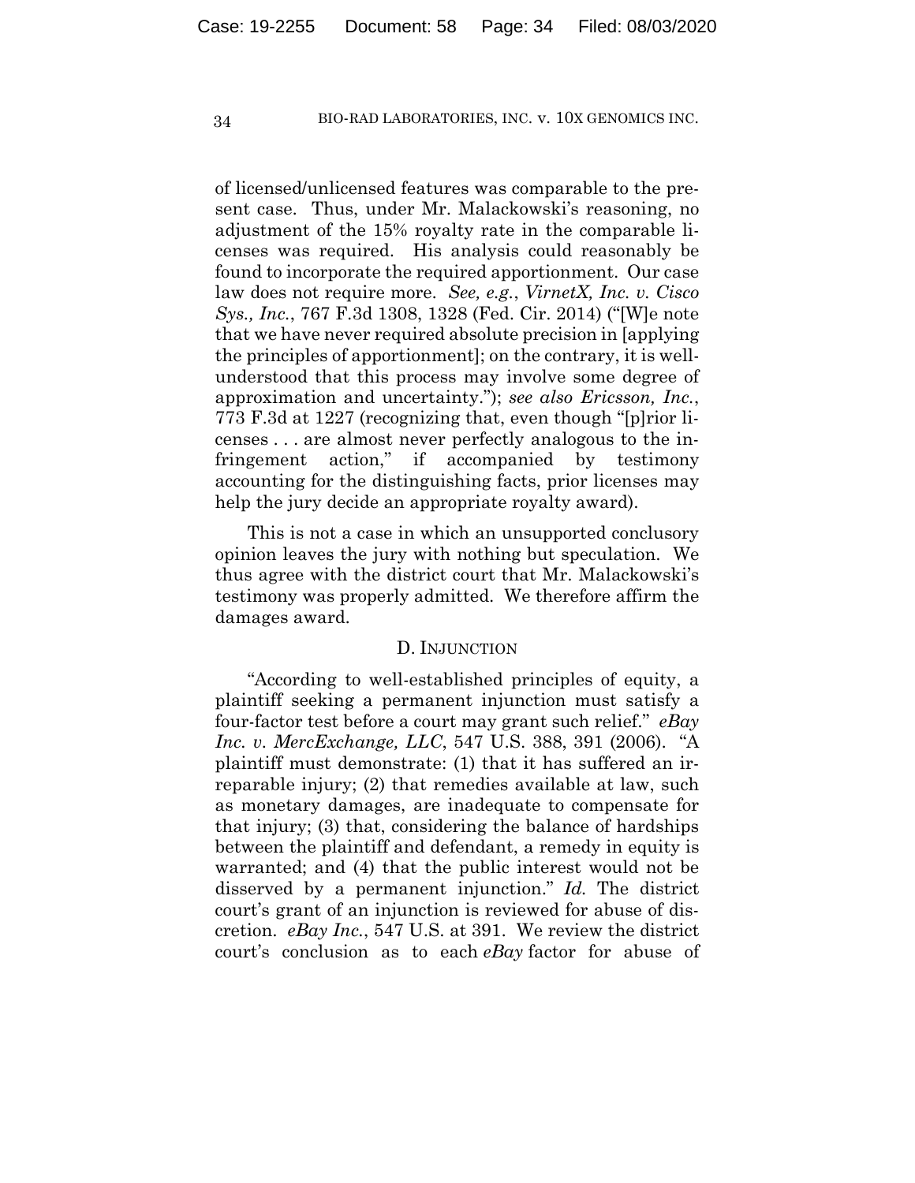of licensed/unlicensed features was comparable to the present case. Thus, under Mr. Malackowski's reasoning, no adjustment of the 15% royalty rate in the comparable licenses was required. His analysis could reasonably be found to incorporate the required apportionment. Our case law does not require more. *See, e.g.*, *VirnetX, Inc. v. Cisco Sys., Inc.*, 767 F.3d 1308, 1328 (Fed. Cir. 2014) ("[W]e note that we have never required absolute precision in [applying the principles of apportionment]; on the contrary, it is well-understood that this process may involve some degree of approximation and uncertainty."); *see also Ericsson, Inc.*, 773 F.3d at 1227 (recognizing that, even though "[p]rior licenses . . . are almost never perfectly analogous to the infringement action," if accompanied by testimony accounting for the distinguishing facts, prior licenses may help the jury decide an appropriate royalty award).

This is not a case in which an unsupported conclusory opinion leaves the jury with nothing but speculation. We thus agree with the district court that Mr. Malackowski's testimony was properly admitted. We therefore affirm the damages award.

### D. Injunction

"According to well-established principles of equity, a plaintiff seeking a permanent injunction must satisfy a four-factor test before a court may grant such relief." *eBay Inc. v. MercExchange, LLC*, 547 U.S. 388, 391 (2006). "A plaintiff must demonstrate: (1) that it has suffered an irreparable injury; (2) that remedies available at law, such as monetary damages, are inadequate to compensate for that injury; (3) that, considering the balance of hardships between the plaintiff and defendant, a remedy in equity is warranted; and (4) that the public interest would not be disserved by a permanent injunction." *Id.* The district court's grant of an injunction is reviewed for abuse of discretion. *eBay Inc.*, 547 U.S. at 391. We review the district court's conclusion as to each *eBay* factor for abuse of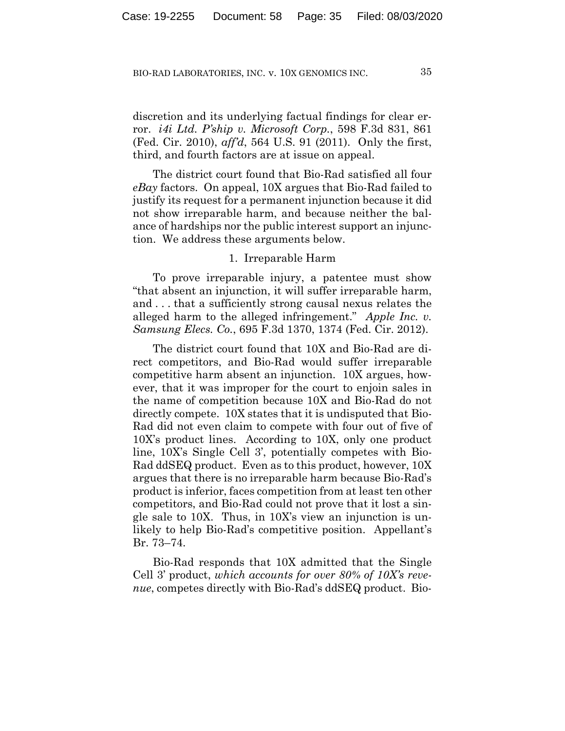discretion and its underlying factual findings for clear error. *i4i Ltd. P'ship v. Microsoft Corp.*, 598 F.3d 831, 861 (Fed. Cir. 2010), *aff'd*, 564 U.S. 91 (2011). Only the first, third, and fourth factors are at issue on appeal.

The district court found that Bio-Rad satisfied all four *eBay* factors. On appeal, 10X argues that Bio-Rad failed to justify its request for a permanent injunction because it did not show irreparable harm, and because neither the balance of hardships nor the public interest support an injunction. We address these arguments below.

1. Irreparable Harm

To prove irreparable injury, a patentee must show "that absent an injunction, it will suffer irreparable harm, and . . . that a sufficiently strong causal nexus relates the alleged harm to the alleged infringement." *Apple Inc. v. Samsung Elecs. Co.*, 695 F.3d 1370, 1374 (Fed. Cir. 2012).

The district court found that 10X and Bio-Rad are direct competitors, and Bio-Rad would suffer irreparable competitive harm absent an injunction. 10X argues, however, that it was improper for the court to enjoin sales in the name of competition because 10X and Bio-Rad do not directly compete. 10X states that it is undisputed that Bio-Rad did not even claim to compete with four out of five of 10X's product lines. According to 10X, only one product line, 10X's Single Cell 3', potentially competes with Bio-Rad ddSEQ product. Even as to this product, however, 10X argues that there is no irreparable harm because Bio-Rad's product is inferior, faces competition from at least ten other competitors, and Bio-Rad could not prove that it lost a single sale to 10X. Thus, in 10X's view an injunction is unlikely to help Bio-Rad's competitive position. Appellant's Br. 73–74.

Bio-Rad responds that 10X admitted that the Single Cell 3' product, *which accounts for over 80% of 10X's revenue*, competes directly with Bio-Rad's ddSEQ product. Bio-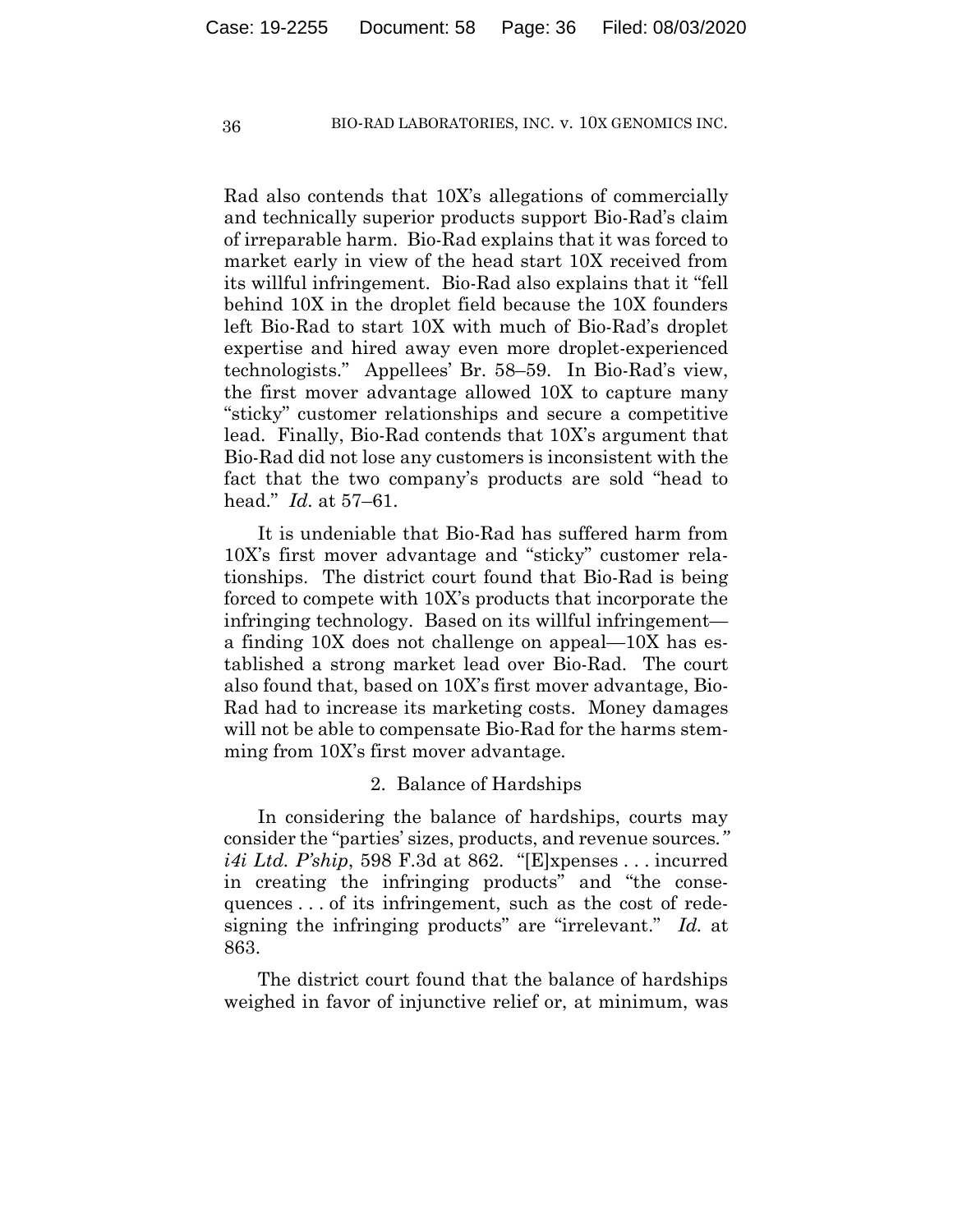Rad also contends that 10X's allegations of commercially and technically superior products support Bio-Rad's claim of irreparable harm. Bio-Rad explains that it was forced to market early in view of the head start 10X received from its willful infringement. Bio-Rad also explains that it "fell behind 10X in the droplet field because the 10X founders left Bio-Rad to start 10X with much of Bio-Rad's droplet expertise and hired away even more droplet-experienced technologists." Appellees' Br. 58–59. In Bio-Rad's view, the first mover advantage allowed 10X to capture many "sticky" customer relationships and secure a competitive lead. Finally, Bio-Rad contends that 10X's argument that Bio-Rad did not lose any customers is inconsistent with the fact that the two company's products are sold "head to head." *Id.* at 57–61.

It is undeniable that Bio-Rad has suffered harm from 10X's first mover advantage and "sticky" customer relationships. The district court found that Bio-Rad is being forced to compete with 10X's products that incorporate the infringing technology. Based on its willful infringement—a finding 10X does not challenge on appeal—10X has established a strong market lead over Bio-Rad. The court also found that, based on 10X's first mover advantage, Bio-Rad had to increase its marketing costs. Money damages will not be able to compensate Bio-Rad for the harms stemming from 10X's first mover advantage.

### 2. Balance of Hardships

In considering the balance of hardships, courts may consider the "parties' sizes, products, and revenue sources." *i4i Ltd. P'ship*, 598 F.3d at 862. "[E]xpenses . . . incurred in creating the infringing products" and "the consequences . . . of its infringement, such as the cost of redesigning the infringing products" are "irrelevant." *Id.* at 863.

The district court found that the balance of hardships weighed in favor of injunctive relief or, at minimum, was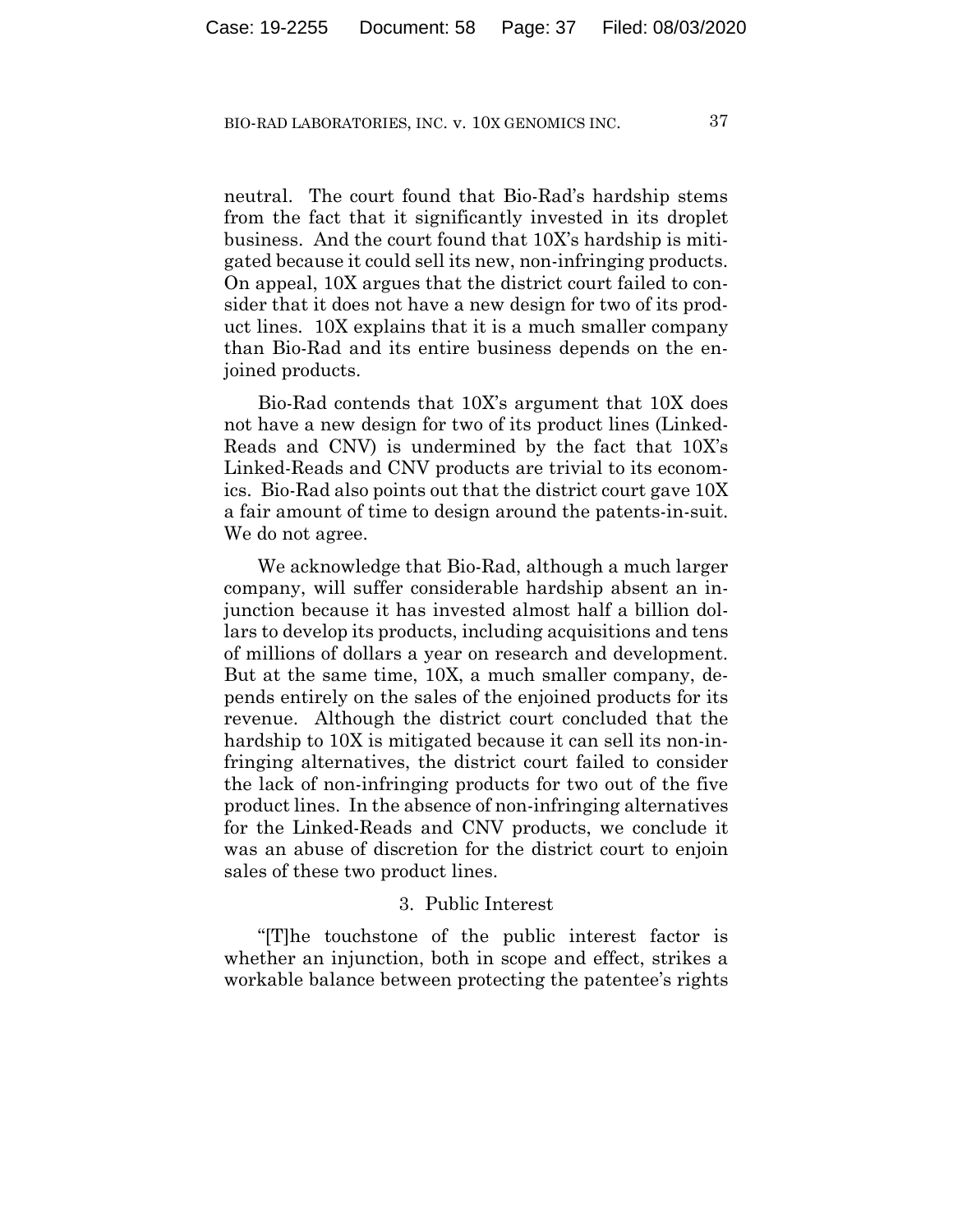neutral. The court found that Bio-Rad's hardship stems from the fact that it significantly invested in its droplet business. And the court found that 10X's hardship is mitigated because it could sell its new, non-infringing products. On appeal, 10X argues that the district court failed to consider that it does not have a new design for two of its product lines. 10X explains that it is a much smaller company than Bio-Rad and its entire business depends on the enjoined products.

Bio-Rad contends that 10X's argument that 10X does not have a new design for two of its product lines (Linked-Reads and CNV) is undermined by the fact that 10X's Linked-Reads and CNV products are trivial to its economics. Bio-Rad also points out that the district court gave 10X a fair amount of time to design around the patents-in-suit. We do not agree.

We acknowledge that Bio-Rad, although a much larger company, will suffer considerable hardship absent an injunction because it has invested almost half a billion dollars to develop its products, including acquisitions and tens of millions of dollars a year on research and development. But at the same time, 10X, a much smaller company, depends entirely on the sales of the enjoined products for its revenue. Although the district court concluded that the hardship to 10X is mitigated because it can sell its non-infringing alternatives, the district court failed to consider the lack of non-infringing products for two out of the five product lines. In the absence of non-infringing alternatives for the Linked-Reads and CNV products, we conclude it was an abuse of discretion for the district court to enjoin sales of these two product lines.

### 3. Public Interest

"[T]he touchstone of the public interest factor is whether an injunction, both in scope and effect, strikes a workable balance between protecting the patentee's rights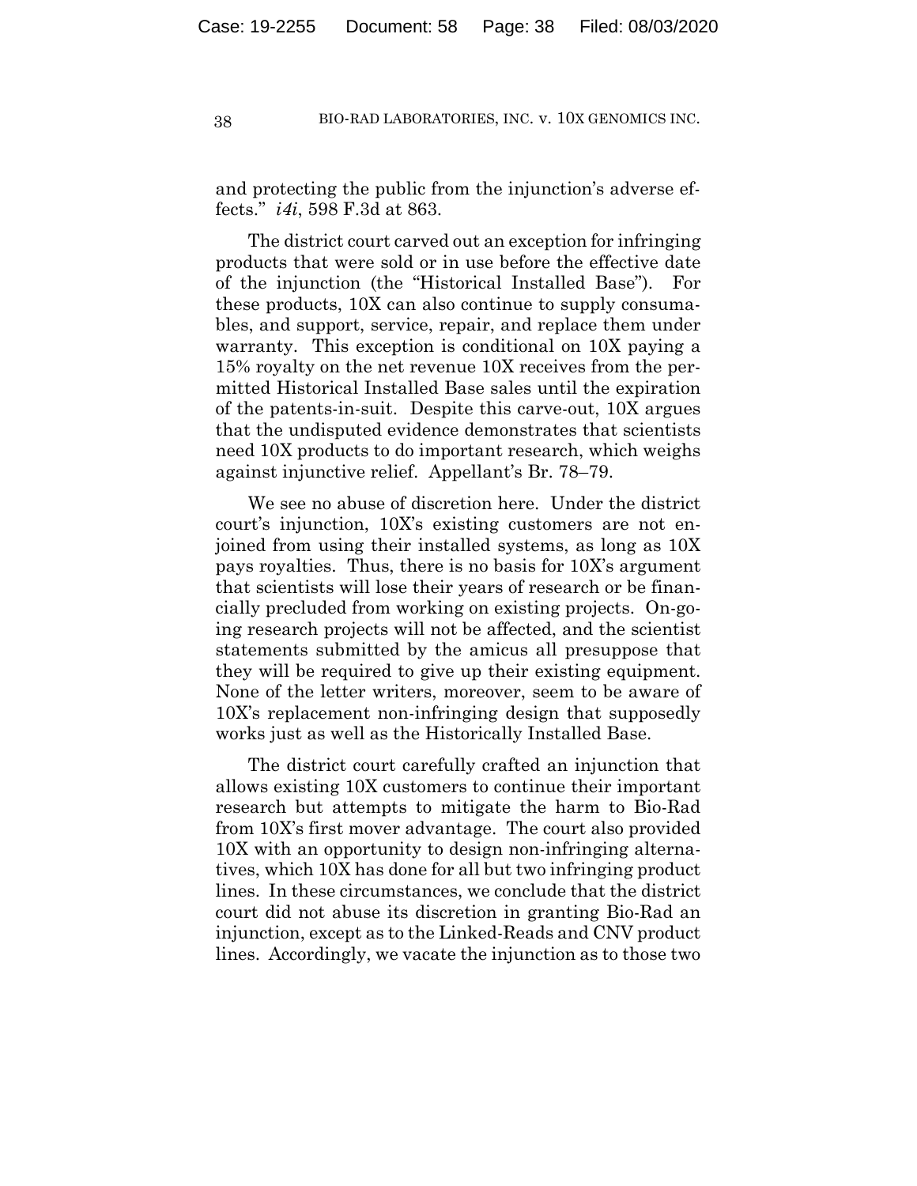and protecting the public from the injunction's adverse effects." *i4i*, 598 F.3d at 863.

The district court carved out an exception for infringing products that were sold or in use before the effective date of the injunction (the "Historical Installed Base"). For these products, 10X can also continue to supply consumables, and support, service, repair, and replace them under warranty. This exception is conditional on 10X paying a 15% royalty on the net revenue 10X receives from the permitted Historical Installed Base sales until the expiration of the patents-in-suit. Despite this carve-out, 10X argues that the undisputed evidence demonstrates that scientists need 10X products to do important research, which weighs against injunctive relief. Appellant's Br. 78–79.

We see no abuse of discretion here. Under the district court's injunction, 10X's existing customers are not enjoined from using their installed systems, as long as 10X pays royalties. Thus, there is no basis for 10X's argument that scientists will lose their years of research or be financially precluded from working on existing projects. On-going research projects will not be affected, and the scientist statements submitted by the amicus all presuppose that they will be required to give up their existing equipment. None of the letter writers, moreover, seem to be aware of 10X's replacement non-infringing design that supposedly works just as well as the Historically Installed Base.

The district court carefully crafted an injunction that allows existing 10X customers to continue their important research but attempts to mitigate the harm to Bio-Rad from 10X's first mover advantage. The court also provided 10X with an opportunity to design non-infringing alternatives, which 10X has done for all but two infringing product lines. In these circumstances, we conclude that the district court did not abuse its discretion in granting Bio-Rad an injunction, except as to the Linked-Reads and CNV product lines. Accordingly, we vacate the injunction as to those two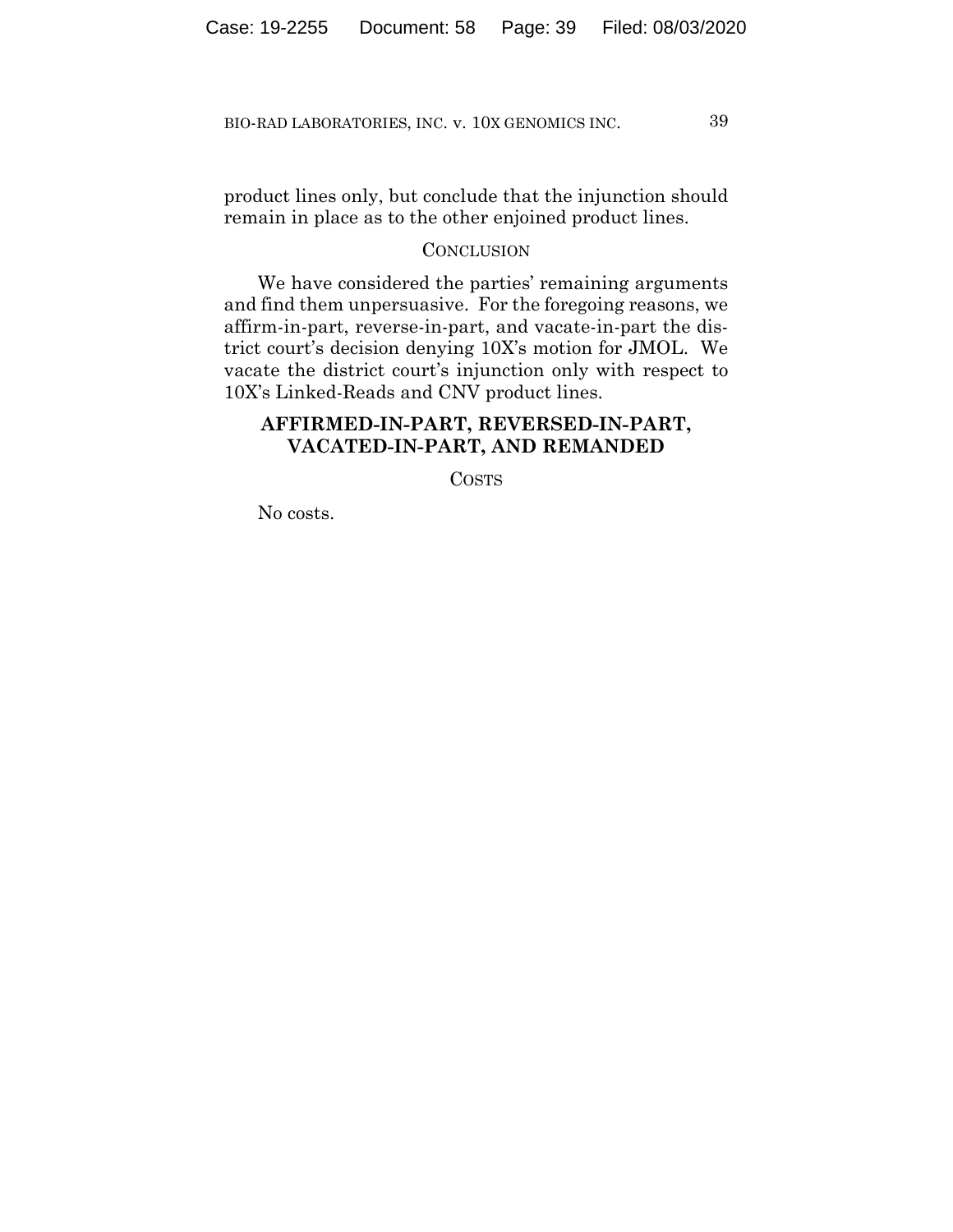product lines only, but conclude that the injunction should remain in place as to the other enjoined product lines.

## CONCLUSION

We have considered the parties' remaining arguments and find them unpersuasive. For the foregoing reasons, we affirm-in-part, reverse-in-part, and vacate-in-part the district court's decision denying 10X's motion for JMOL. We vacate the district court's injunction only with respect to 10X's Linked-Reads and CNV product lines.

**AFFIRMED-IN-PART, REVERSED-IN-PART, VACATED-IN-PART, AND REMANDED**

## COSTS

No costs.